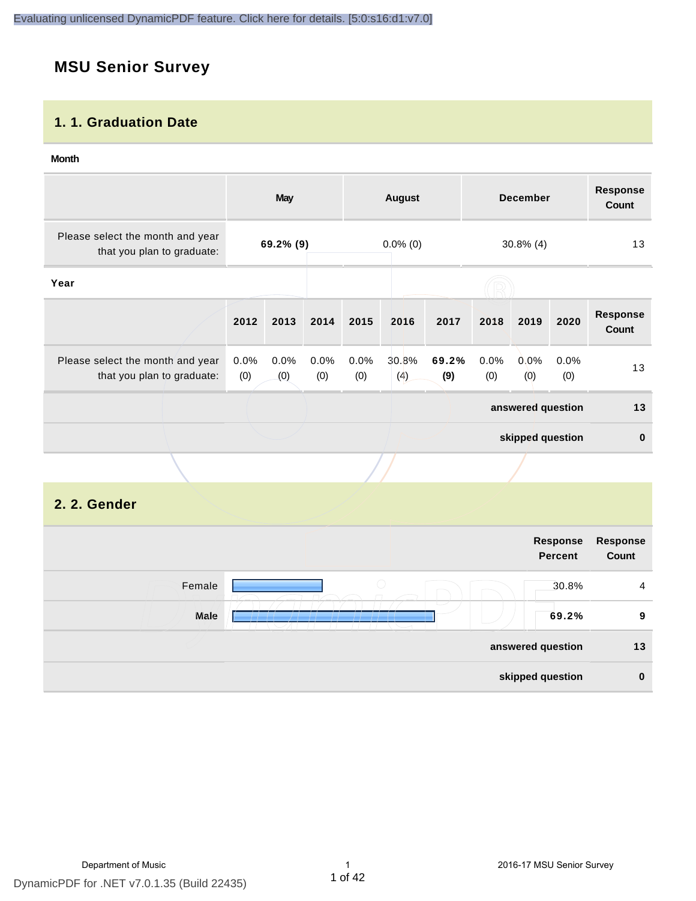# MSU Senior Survey

## 1. 1. Graduation Date

**Month**

| | May | August | December | Response Count |
|---|---|---|---|---|
| Please select the month and year that you plan to graduate: | **69.2% (9)** | 0.0% (0) | 30.8% (4) | 13 |

**Year**

| | 2012 | 2013 | 2014 | 2015 | 2016 | 2017 | 2018 | 2019 | 2020 | Response Count |
|---|---|---|---|---|---|---|---|---|---|---|
| Please select the month and year that you plan to graduate: | 0.0% (0) | 0.0% (0) | 0.0% (0) | 0.0% (0) | 30.8% (4) | **69.2% (9)** | 0.0% (0) | 0.0% (0) | 0.0% (0) | 13 |
| | | | | | | | | | **answered question** | **13** |
| | | | | | | | | | **skipped question** | **0** |

## 2. 2. Gender

| | Response Percent | Response Count |
|---|---|---|
| Female | 30.8% | 4 |
| Male | **69.2%** | **9** |
| **answered question** | | **13** |
| **skipped question** | | **0** |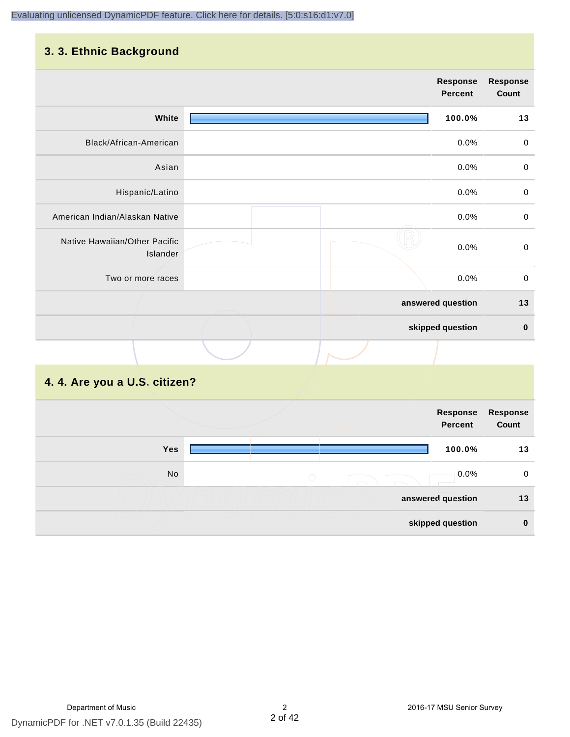## 3. 3. Ethnic Background

| | Response Percent | Response Count |
|---|---|---|
| **White** | **100.0%** | **13** |
| Black/African-American | 0.0% | 0 |
| Asian | 0.0% | 0 |
| Hispanic/Latino | 0.0% | 0 |
| American Indian/Alaskan Native | 0.0% | 0 |
| Native Hawaiian/Other Pacific Islander | 0.0% | 0 |
| Two or more races | 0.0% | 0 |
| | **answered question** | **13** |
| | **skipped question** | **0** |

## 4. 4. Are you a U.S. citizen?

| | Response Percent | Response Count |
|---|---|---|
| **Yes** | **100.0%** | **13** |
| No | 0.0% | 0 |
| | **answered question** | **13** |
| | **skipped question** | **0** |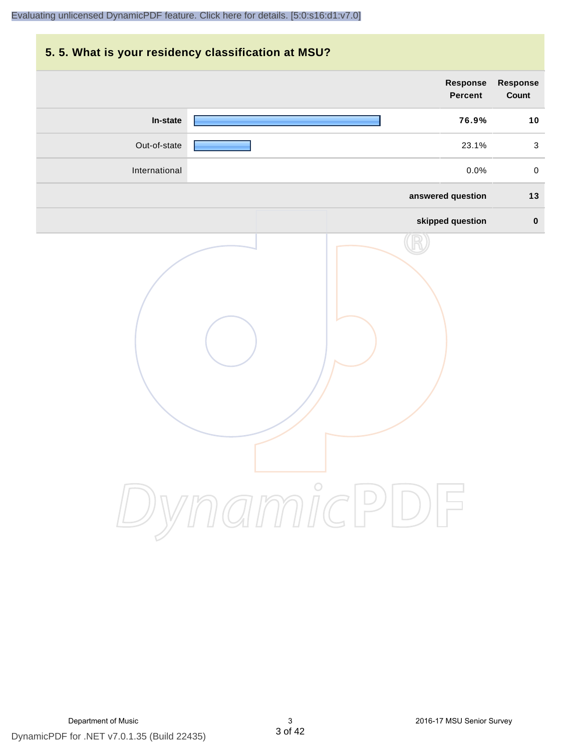## 5. 5. What is your residency classification at MSU?

| | Response Percent | Response Count |
|---|---|---|
| **In-state** | **76.9%** | **10** |
| Out-of-state | 23.1% | 3 |
| International | 0.0% | 0 |
| **answered question** | | **13** |
| **skipped question** | | **0** |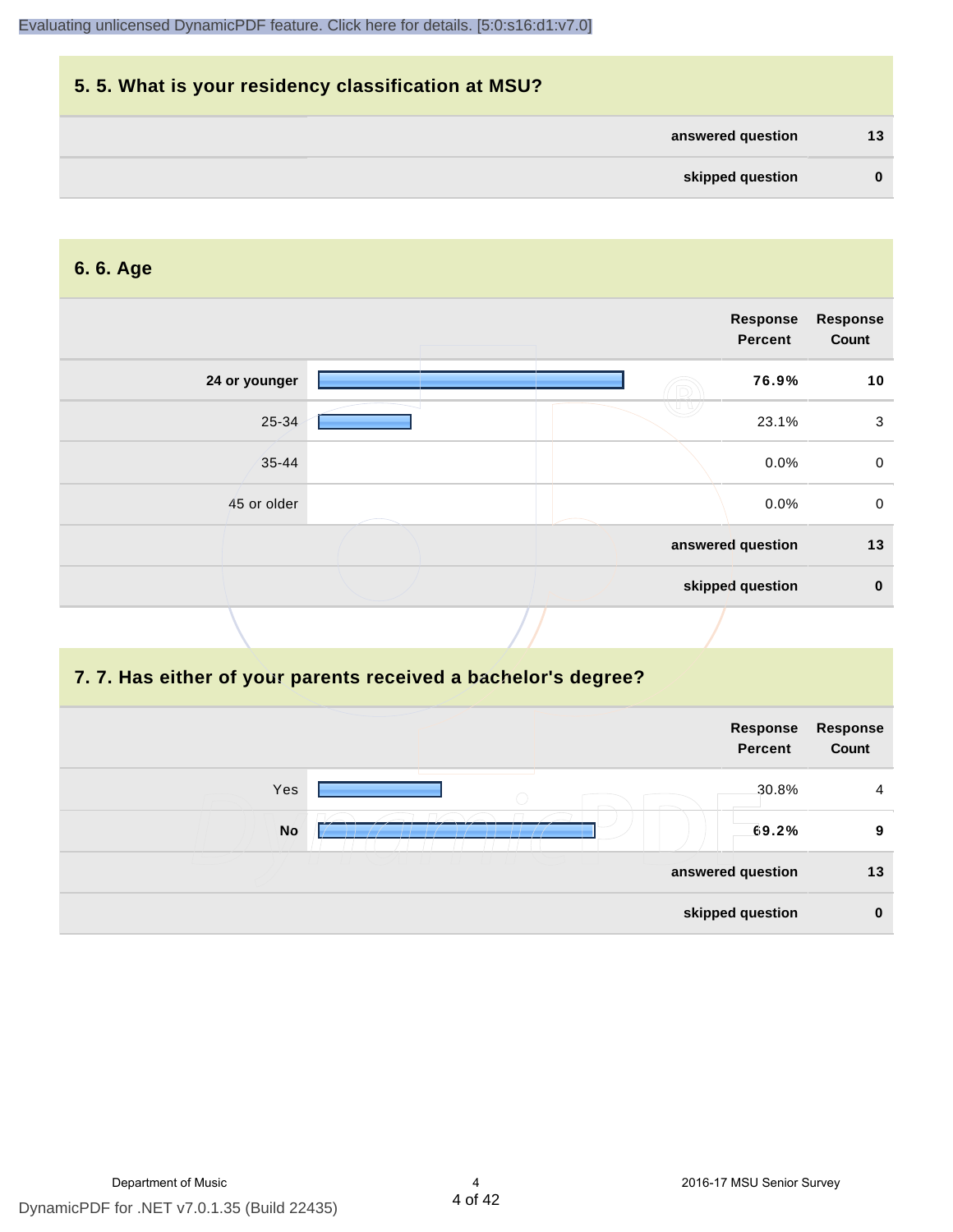## 5. 5. What is your residency classification at MSU?

| | |
|---|---|
| answered question | 13 |
| skipped question | 0 |

## 6. 6. Age

| | Response Percent | Response Count |
|---|---|---|
| **24 or younger** | **76.9%** | **10** |
| 25-34 | 23.1% | 3 |
| 35-44 | 0.0% | 0 |
| 45 or older | 0.0% | 0 |
| answered question | | 13 |
| skipped question | | 0 |

## 7. 7. Has either of your parents received a bachelor's degree?

| | Response Percent | Response Count |
|---|---|---|
| Yes | 30.8% | 4 |
| **No** | **69.2%** | **9** |
| answered question | | 13 |
| skipped question | | 0 |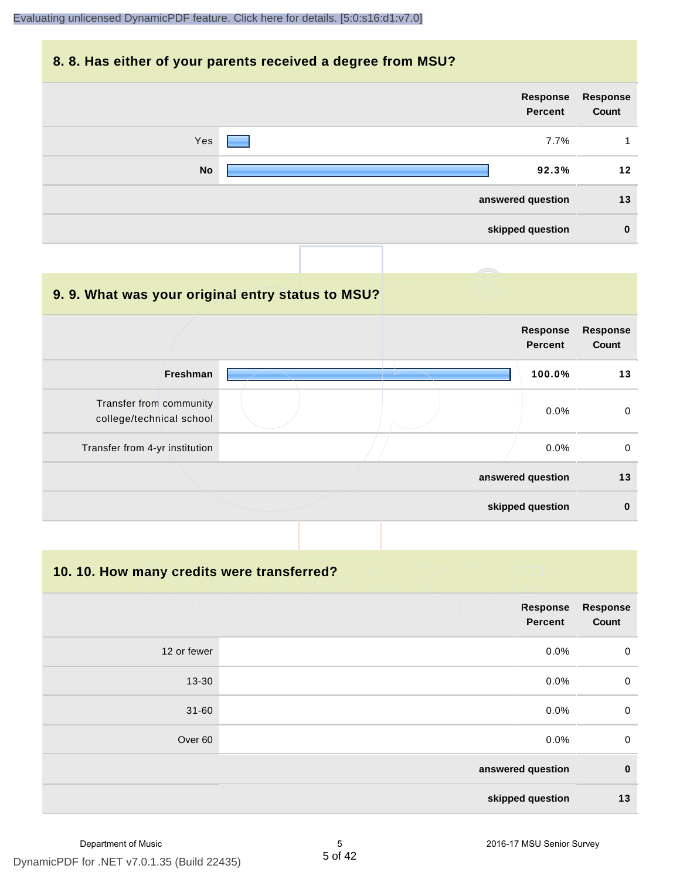## 8. 8. Has either of your parents received a degree from MSU?

| | Response Percent | Response Count |
|---|---|---|
| Yes | 7.7% | 1 |
| **No** | **92.3%** | **12** |
| **answered question** | | **13** |
| **skipped question** | | **0** |

## 9. 9. What was your original entry status to MSU?

| | Response Percent | Response Count |
|---|---|---|
| **Freshman** | **100.0%** | **13** |
| Transfer from community college/technical school | 0.0% | 0 |
| Transfer from 4-yr institution | 0.0% | 0 |
| **answered question** | | **13** |
| **skipped question** | | **0** |

## 10. 10. How many credits were transferred?

| | Response Percent | Response Count |
|---|---|---|
| 12 or fewer | 0.0% | 0 |
| 13-30 | 0.0% | 0 |
| 31-60 | 0.0% | 0 |
| Over 60 | 0.0% | 0 |
| **answered question** | | **0** |
| **skipped question** | | **13** |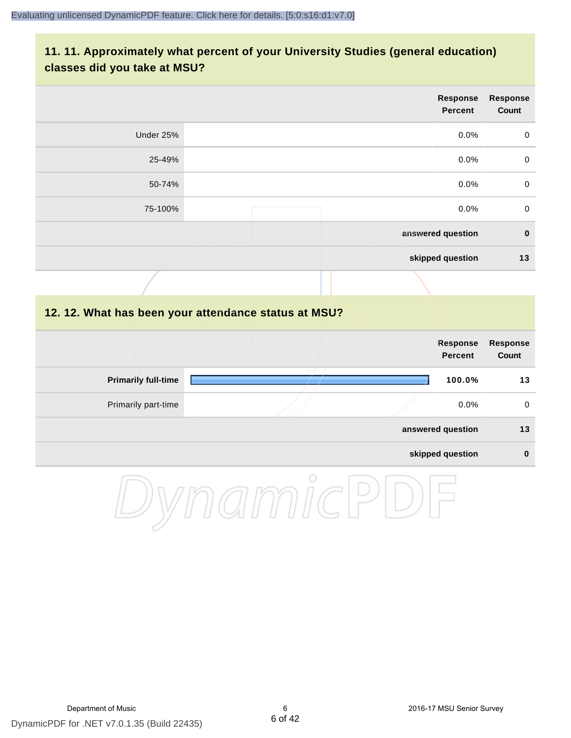## 11. 11. Approximately what percent of your University Studies (general education) classes did you take at MSU?

| | Response Percent | Response Count |
|---|---|---|
| Under 25% | 0.0% | 0 |
| 25-49% | 0.0% | 0 |
| 50-74% | 0.0% | 0 |
| 75-100% | 0.0% | 0 |
| **answered question** | | **0** |
| **skipped question** | | **13** |

## 12. 12. What has been your attendance status at MSU?

| | Response Percent | Response Count |
|---|---|---|
| **Primarily full-time** | **100.0%** | **13** |
| Primarily part-time | 0.0% | 0 |
| **answered question** | | **13** |
| **skipped question** | | **0** |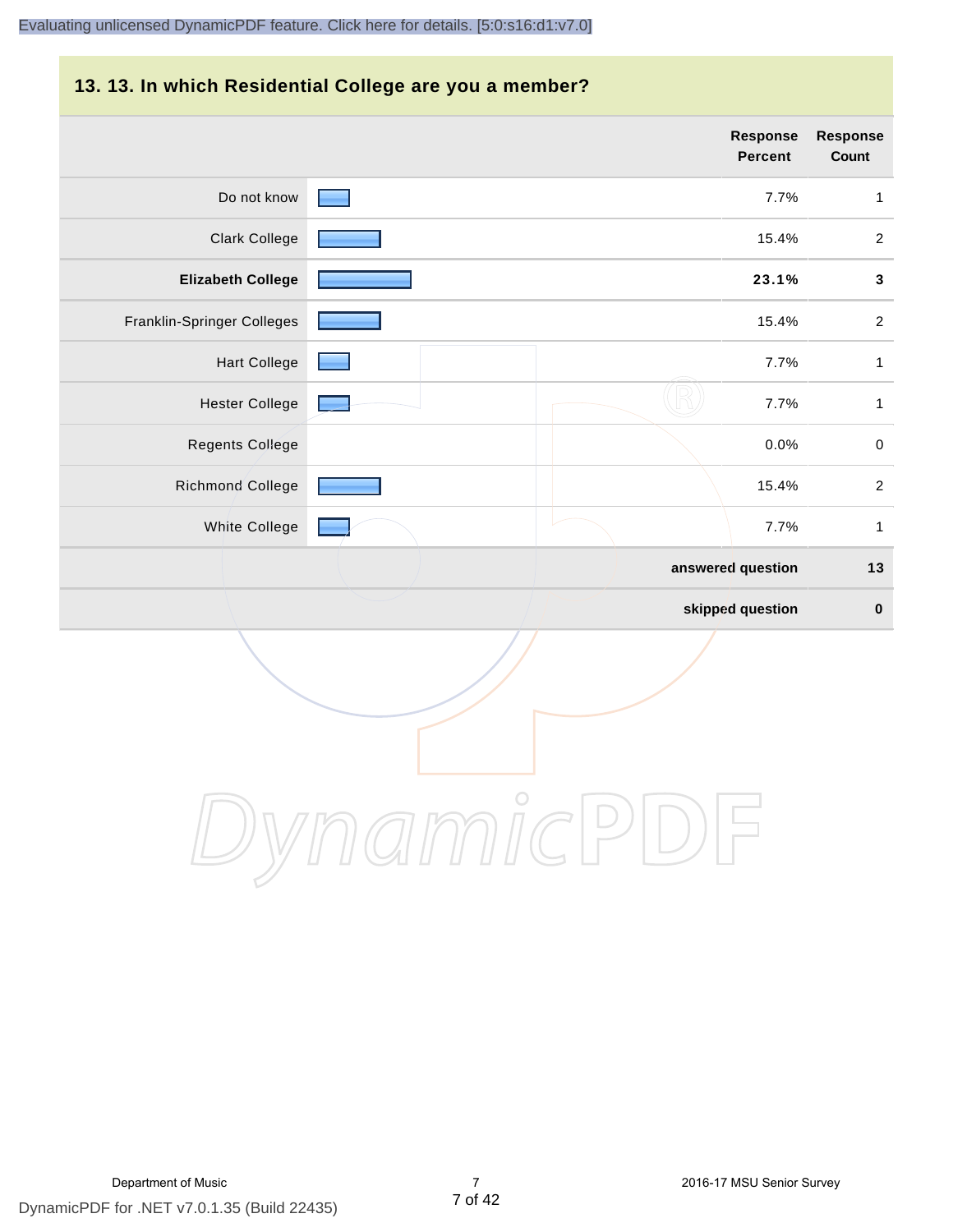## 13. 13. In which Residential College are you a member?

| | Response Percent | Response Count |
|---|---|---|
| Do not know | 7.7% | 1 |
| Clark College | 15.4% | 2 |
| **Elizabeth College** | **23.1%** | **3** |
| Franklin-Springer Colleges | 15.4% | 2 |
| Hart College | 7.7% | 1 |
| Hester College | 7.7% | 1 |
| Regents College | 0.0% | 0 |
| Richmond College | 15.4% | 2 |
| White College | 7.7% | 1 |
| | **answered question** | **13** |
| | **skipped question** | **0** |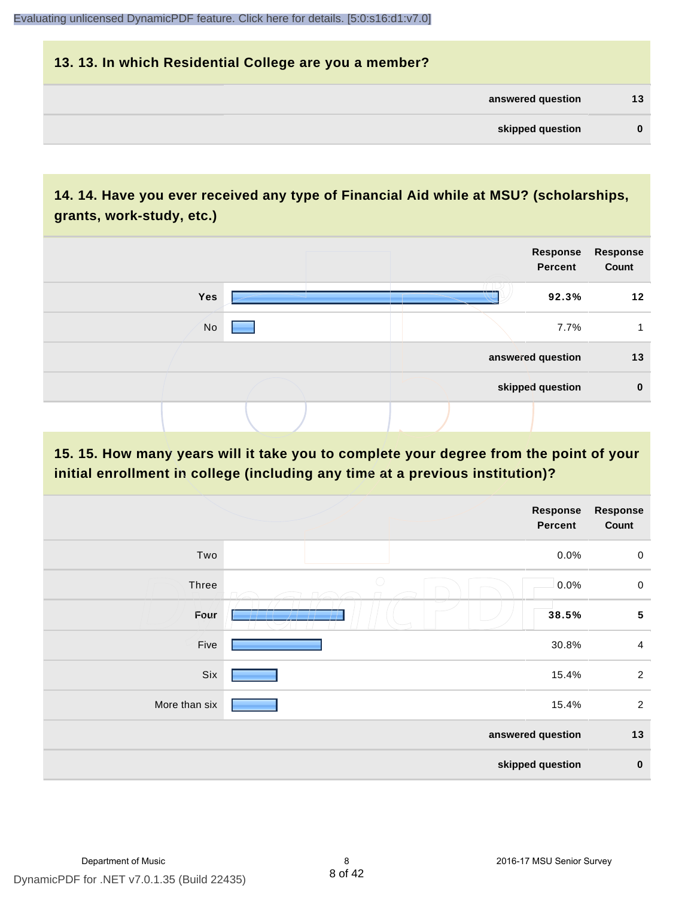## 13. 13. In which Residential College are you a member?

| | |
|---|---|
| answered question | 13 |
| skipped question | 0 |

## 14. 14. Have you ever received any type of Financial Aid while at MSU? (scholarships, grants, work-study, etc.)

| | Response Percent | Response Count |
|---|---|---|
| **Yes** | **92.3%** | **12** |
| No | 7.7% | 1 |
| answered question | | 13 |
| skipped question | | 0 |

## 15. 15. How many years will it take you to complete your degree from the point of your initial enrollment in college (including any time at a previous institution)?

| | Response Percent | Response Count |
|---|---|---|
| Two | 0.0% | 0 |
| Three | 0.0% | 0 |
| **Four** | **38.5%** | **5** |
| Five | 30.8% | 4 |
| Six | 15.4% | 2 |
| More than six | 15.4% | 2 |
| answered question | | 13 |
| skipped question | | 0 |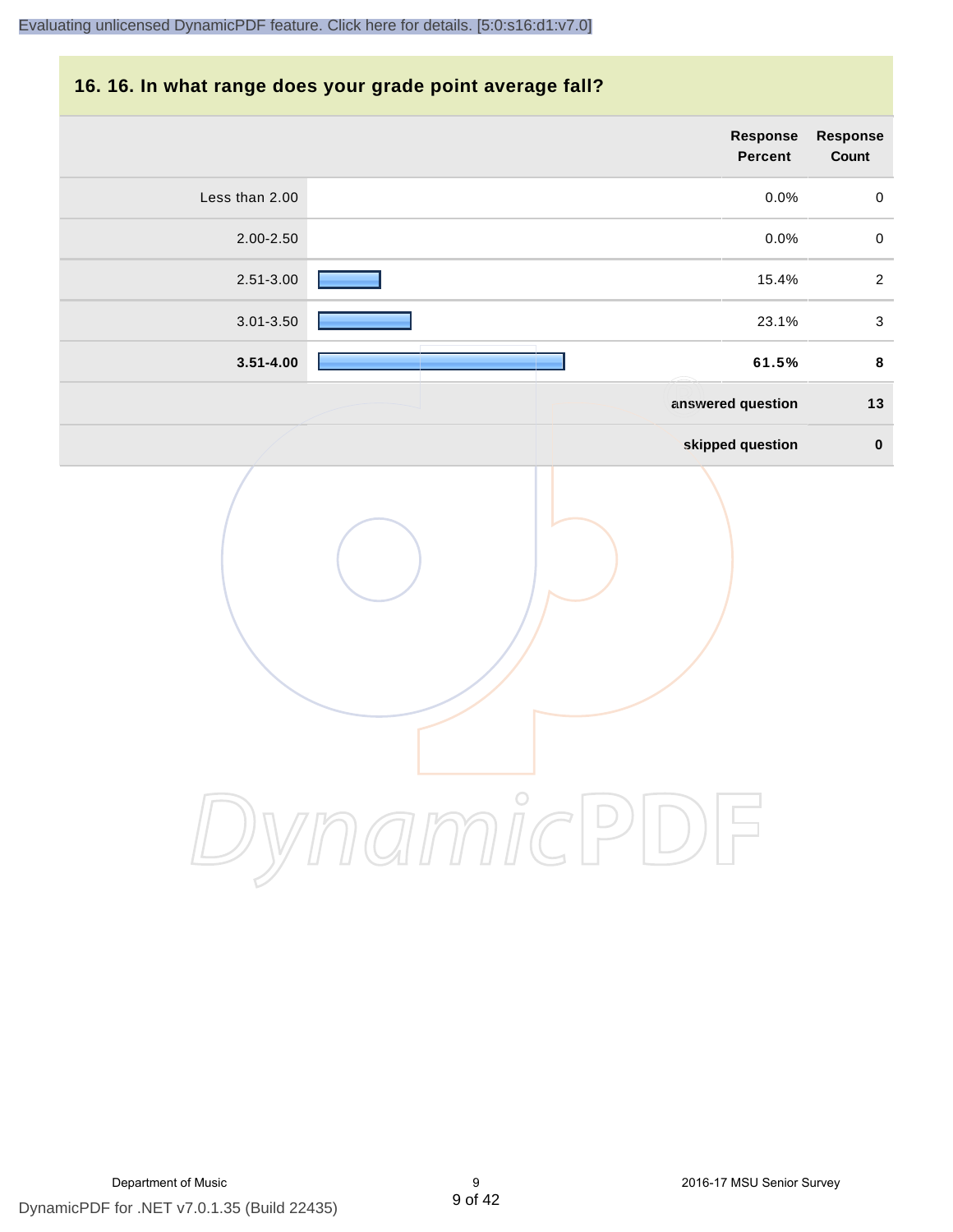## 16. 16. In what range does your grade point average fall?

| | Response Percent | Response Count |
|---|---|---|
| Less than 2.00 | 0.0% | 0 |
| 2.00-2.50 | 0.0% | 0 |
| 2.51-3.00 | 15.4% | 2 |
| 3.01-3.50 | 23.1% | 3 |
| **3.51-4.00** | **61.5%** | **8** |
| | **answered question** | **13** |
| | **skipped question** | **0** |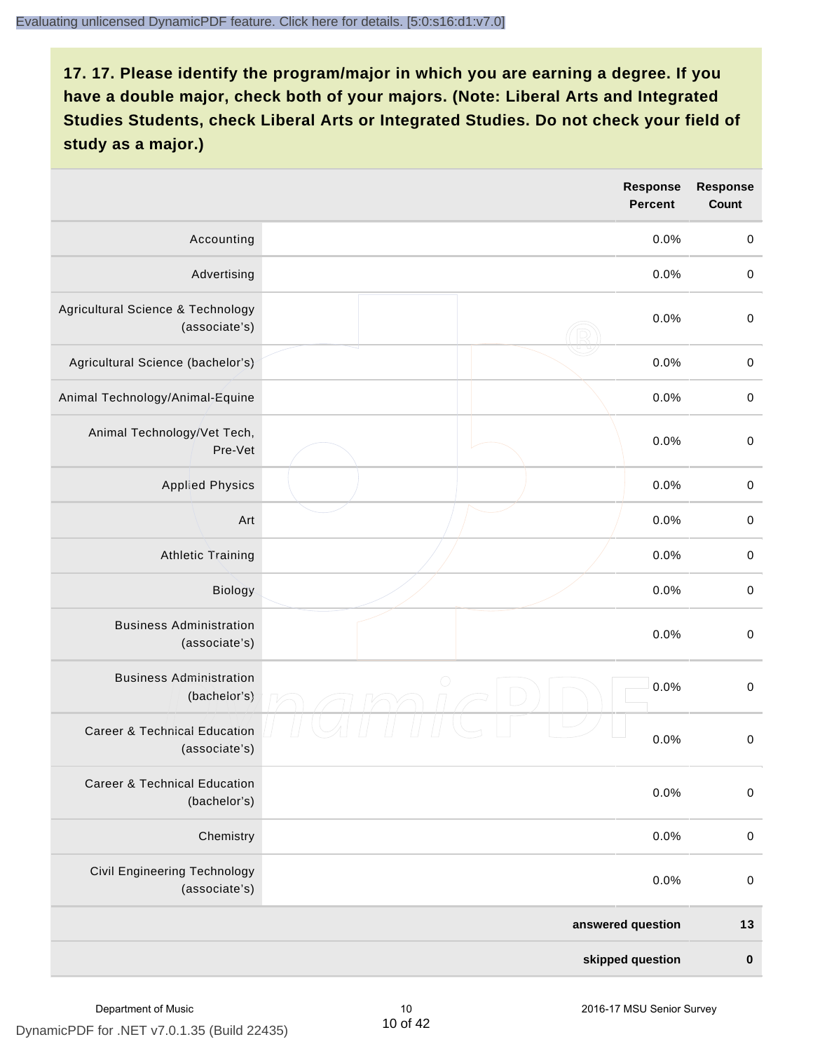**17. 17. Please identify the program/major in which you are earning a degree. If you have a double major, check both of your majors. (Note: Liberal Arts and Integrated Studies Students, check Liberal Arts or Integrated Studies. Do not check your field of study as a major.)**

| | | Response Percent | Response Count |
|---|---|---|---|
| Accounting | | 0.0% | 0 |
| Advertising | | 0.0% | 0 |
| Agricultural Science & Technology (associate’s) | | 0.0% | 0 |
| Agricultural Science (bachelor’s) | | 0.0% | 0 |
| Animal Technology/Animal-Equine | | 0.0% | 0 |
| Animal Technology/Vet Tech, Pre-Vet | | 0.0% | 0 |
| Applied Physics | | 0.0% | 0 |
| Art | | 0.0% | 0 |
| Athletic Training | | 0.0% | 0 |
| Biology | | 0.0% | 0 |
| Business Administration (associate’s) | | 0.0% | 0 |
| Business Administration (bachelor’s) | | 0.0% | 0 |
| Career & Technical Education (associate’s) | | 0.0% | 0 |
| Career & Technical Education (bachelor’s) | | 0.0% | 0 |
| Chemistry | | 0.0% | 0 |
| Civil Engineering Technology (associate’s) | | 0.0% | 0 |
| | | **answered question** | **13** |
| | | **skipped question** | **0** |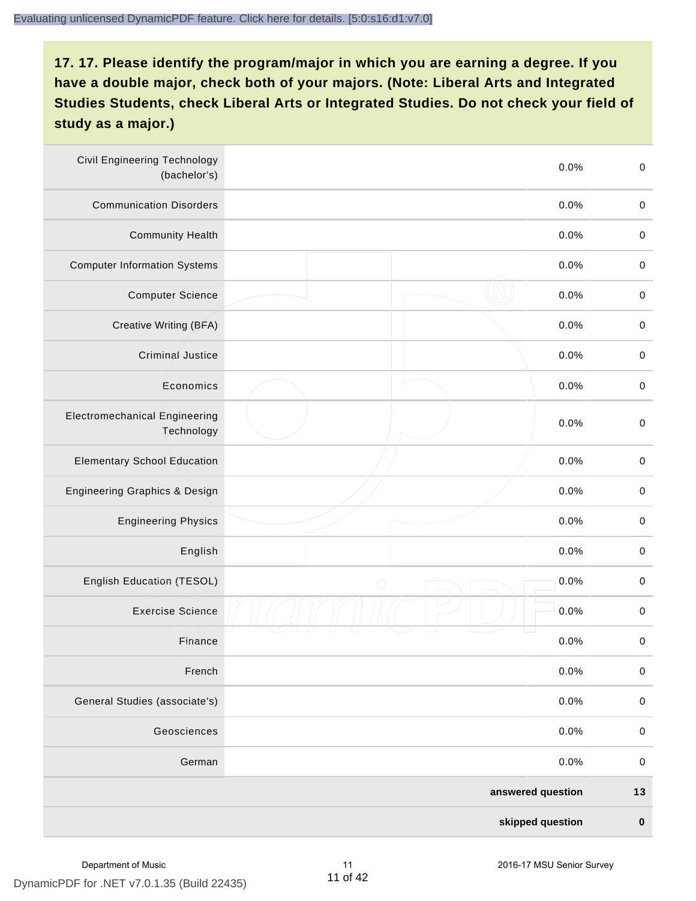## 17. 17. Please identify the program/major in which you are earning a degree. If you have a double major, check both of your majors. (Note: Liberal Arts and Integrated Studies Students, check Liberal Arts or Integrated Studies. Do not check your field of study as a major.)

| | | | |
|---|---|---|---|
| Civil Engineering Technology (bachelor's) | | 0.0% | 0 |
| Communication Disorders | | 0.0% | 0 |
| Community Health | | 0.0% | 0 |
| Computer Information Systems | | 0.0% | 0 |
| Computer Science | | 0.0% | 0 |
| Creative Writing (BFA) | | 0.0% | 0 |
| Criminal Justice | | 0.0% | 0 |
| Economics | | 0.0% | 0 |
| Electromechanical Engineering Technology | | 0.0% | 0 |
| Elementary School Education | | 0.0% | 0 |
| Engineering Graphics & Design | | 0.0% | 0 |
| Engineering Physics | | 0.0% | 0 |
| English | | 0.0% | 0 |
| English Education (TESOL) | | 0.0% | 0 |
| Exercise Science | | 0.0% | 0 |
| Finance | | 0.0% | 0 |
| French | | 0.0% | 0 |
| General Studies (associate's) | | 0.0% | 0 |
| Geosciences | | 0.0% | 0 |
| German | | 0.0% | 0 |
| | | **answered question** | **13** |
| | | **skipped question** | **0** |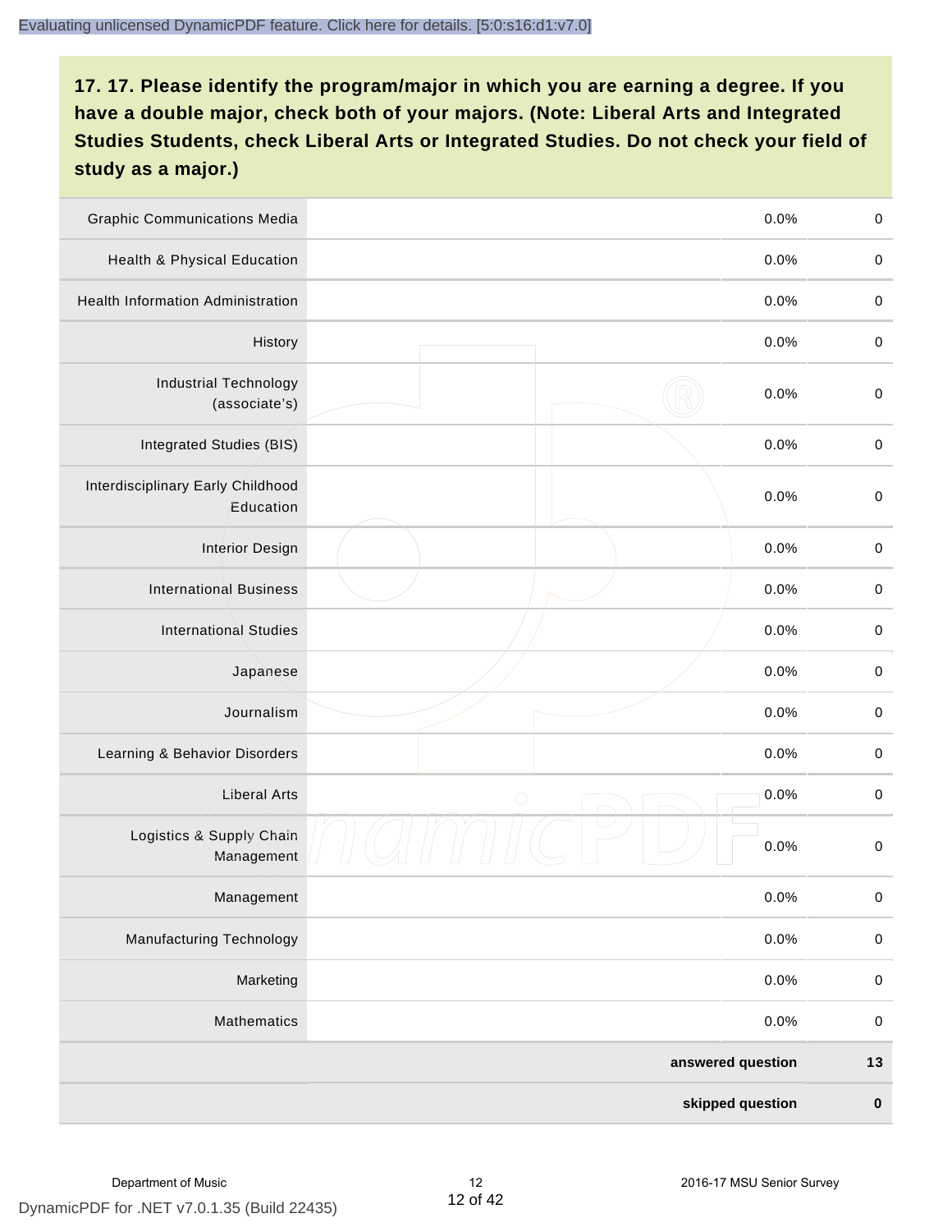**17. 17. Please identify the program/major in which you are earning a degree. If you have a double major, check both of your majors. (Note: Liberal Arts and Integrated Studies Students, check Liberal Arts or Integrated Studies. Do not check your field of study as a major.)**

| | | | |
|---|---|---|---|
| Graphic Communications Media | | 0.0% | 0 |
| Health & Physical Education | | 0.0% | 0 |
| Health Information Administration | | 0.0% | 0 |
| History | | 0.0% | 0 |
| Industrial Technology (associate's) | | 0.0% | 0 |
| Integrated Studies (BIS) | | 0.0% | 0 |
| Interdisciplinary Early Childhood Education | | 0.0% | 0 |
| Interior Design | | 0.0% | 0 |
| International Business | | 0.0% | 0 |
| International Studies | | 0.0% | 0 |
| Japanese | | 0.0% | 0 |
| Journalism | | 0.0% | 0 |
| Learning & Behavior Disorders | | 0.0% | 0 |
| Liberal Arts | | 0.0% | 0 |
| Logistics & Supply Chain Management | | 0.0% | 0 |
| Management | | 0.0% | 0 |
| Manufacturing Technology | | 0.0% | 0 |
| Marketing | | 0.0% | 0 |
| Mathematics | | 0.0% | 0 |
| | | **answered question** | **13** |
| | | **skipped question** | **0** |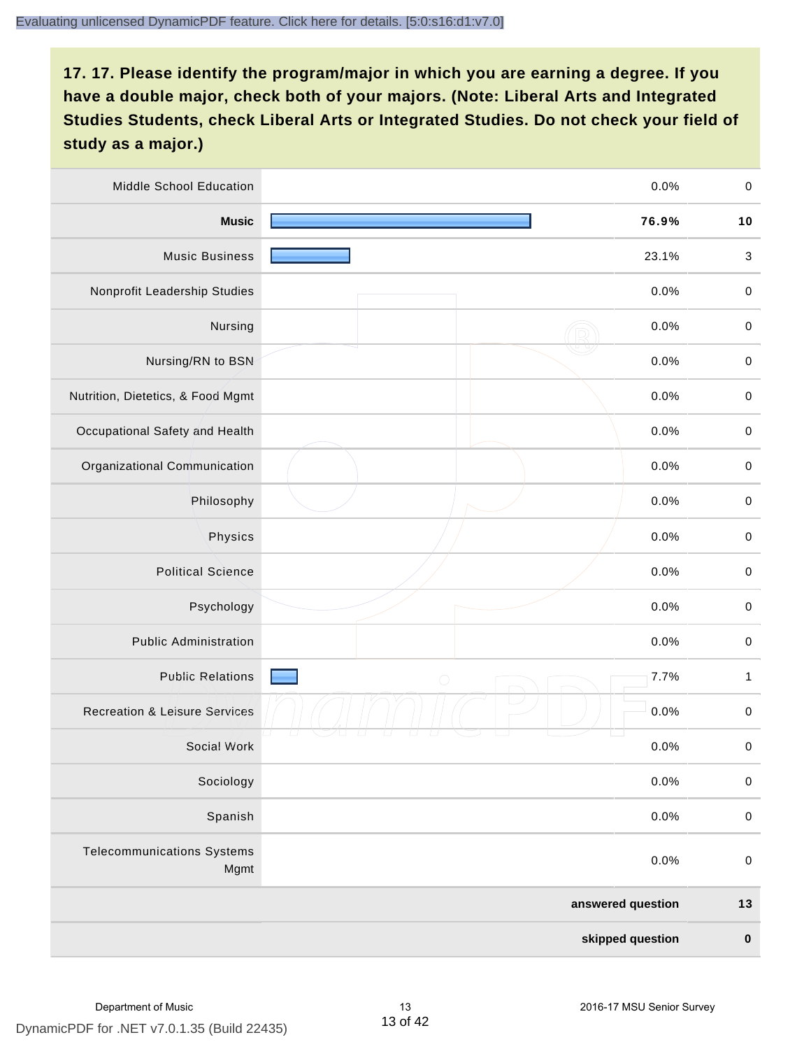## 17. 17. Please identify the program/major in which you are earning a degree. If you have a double major, check both of your majors. (Note: Liberal Arts and Integrated Studies Students, check Liberal Arts or Integrated Studies. Do not check your field of study as a major.)

| | | |
|---|---|---|
| Middle School Education | 0.0% | 0 |
| **Music** | **76.9%** | **10** |
| Music Business | 23.1% | 3 |
| Nonprofit Leadership Studies | 0.0% | 0 |
| Nursing | 0.0% | 0 |
| Nursing/RN to BSN | 0.0% | 0 |
| Nutrition, Dietetics, & Food Mgmt | 0.0% | 0 |
| Occupational Safety and Health | 0.0% | 0 |
| Organizational Communication | 0.0% | 0 |
| Philosophy | 0.0% | 0 |
| Physics | 0.0% | 0 |
| Political Science | 0.0% | 0 |
| Psychology | 0.0% | 0 |
| Public Administration | 0.0% | 0 |
| Public Relations | 7.7% | 1 |
| Recreation & Leisure Services | 0.0% | 0 |
| Social Work | 0.0% | 0 |
| Sociology | 0.0% | 0 |
| Spanish | 0.0% | 0 |
| Telecommunications Systems Mgmt | 0.0% | 0 |
| | **answered question** | **13** |
| | **skipped question** | **0** |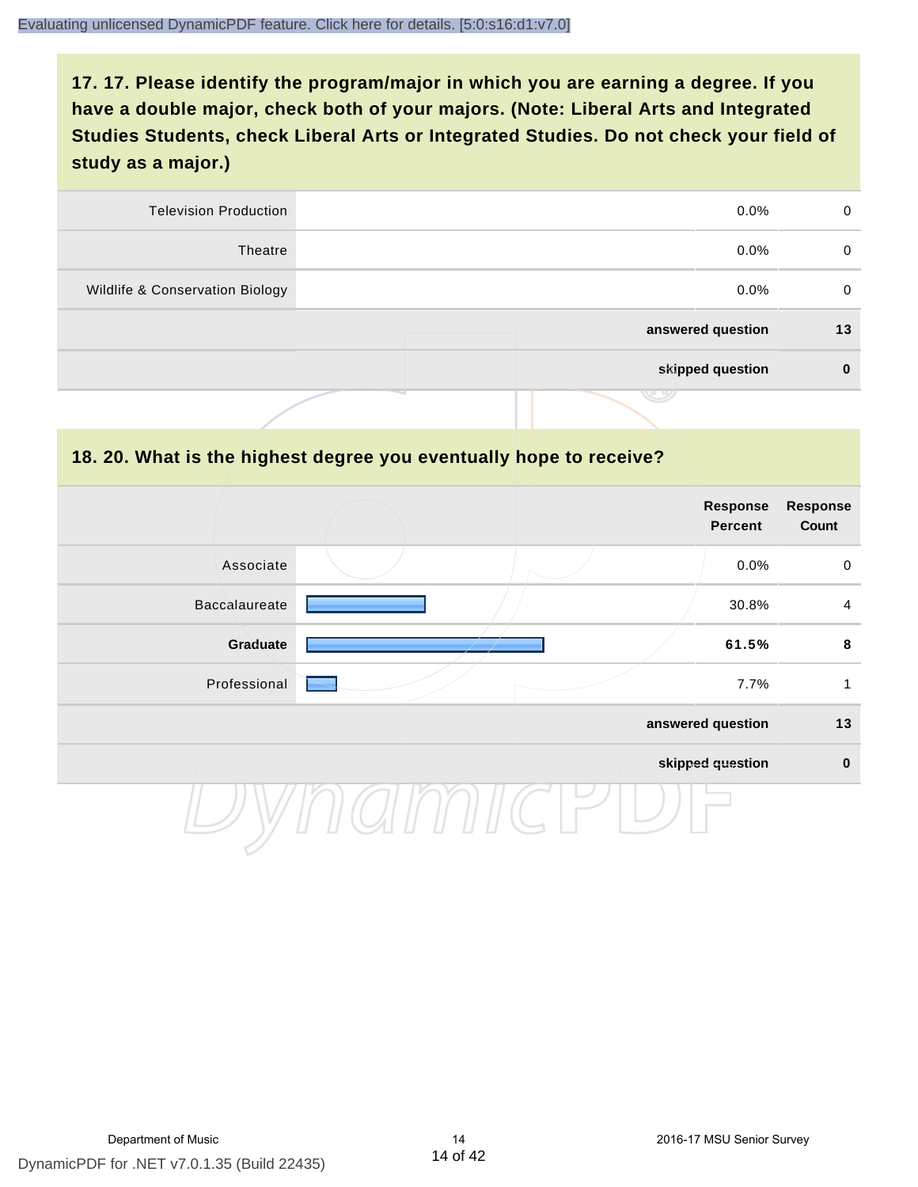## 17. 17. Please identify the program/major in which you are earning a degree. If you have a double major, check both of your majors. (Note: Liberal Arts and Integrated Studies Students, check Liberal Arts or Integrated Studies. Do not check your field of study as a major.)

| | | | |
|---|---|---|---|
| Television Production | | 0.0% | 0 |
| Theatre | | 0.0% | 0 |
| Wildlife & Conservation Biology | | 0.0% | 0 |
| | | **answered question** | **13** |
| | | **skipped question** | **0** |

## 18. 20. What is the highest degree you eventually hope to receive?

| | | Response Percent | Response Count |
|---|---|---|---|
| Associate | | 0.0% | 0 |
| Baccalaureate | | 30.8% | 4 |
| **Graduate** | | **61.5%** | **8** |
| Professional | | 7.7% | 1 |
| | | **answered question** | **13** |
| | | **skipped question** | **0** |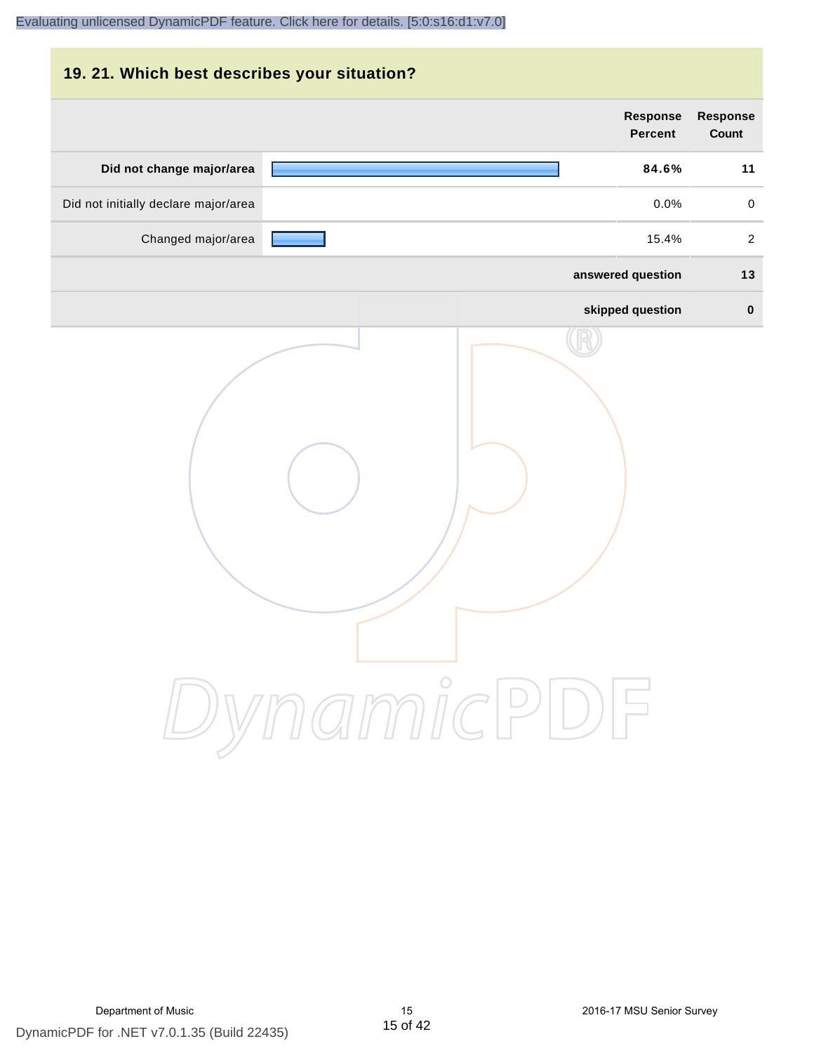## 19. 21. Which best describes your situation?

| | Response Percent | Response Count |
|---|---|---|
| **Did not change major/area** | **84.6%** | **11** |
| Did not initially declare major/area | 0.0% | 0 |
| Changed major/area | 15.4% | 2 |
| **answered question** | | **13** |
| **skipped question** | | **0** |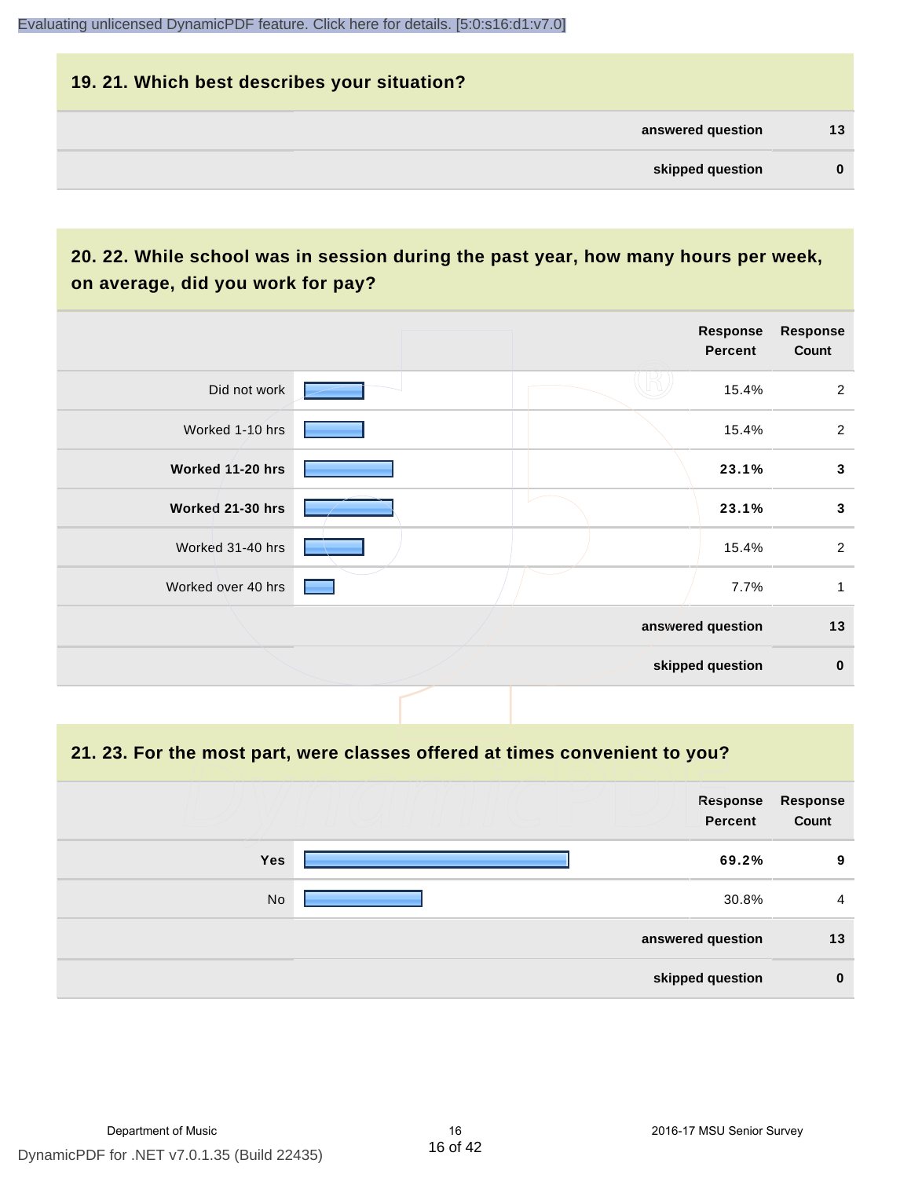## 19. 21. Which best describes your situation?

| | |
|---|---|
| answered question | 13 |
| skipped question | 0 |

## 20. 22. While school was in session during the past year, how many hours per week, on average, did you work for pay?

| | Response Percent | Response Count |
|---|---|---|
| Did not work | 15.4% | 2 |
| Worked 1-10 hrs | 15.4% | 2 |
| **Worked 11-20 hrs** | **23.1%** | **3** |
| **Worked 21-30 hrs** | **23.1%** | **3** |
| Worked 31-40 hrs | 15.4% | 2 |
| Worked over 40 hrs | 7.7% | 1 |
| answered question | | 13 |
| skipped question | | 0 |

## 21. 23. For the most part, were classes offered at times convenient to you?

| | Response Percent | Response Count |
|---|---|---|
| **Yes** | **69.2%** | **9** |
| No | 30.8% | 4 |
| answered question | | 13 |
| skipped question | | 0 |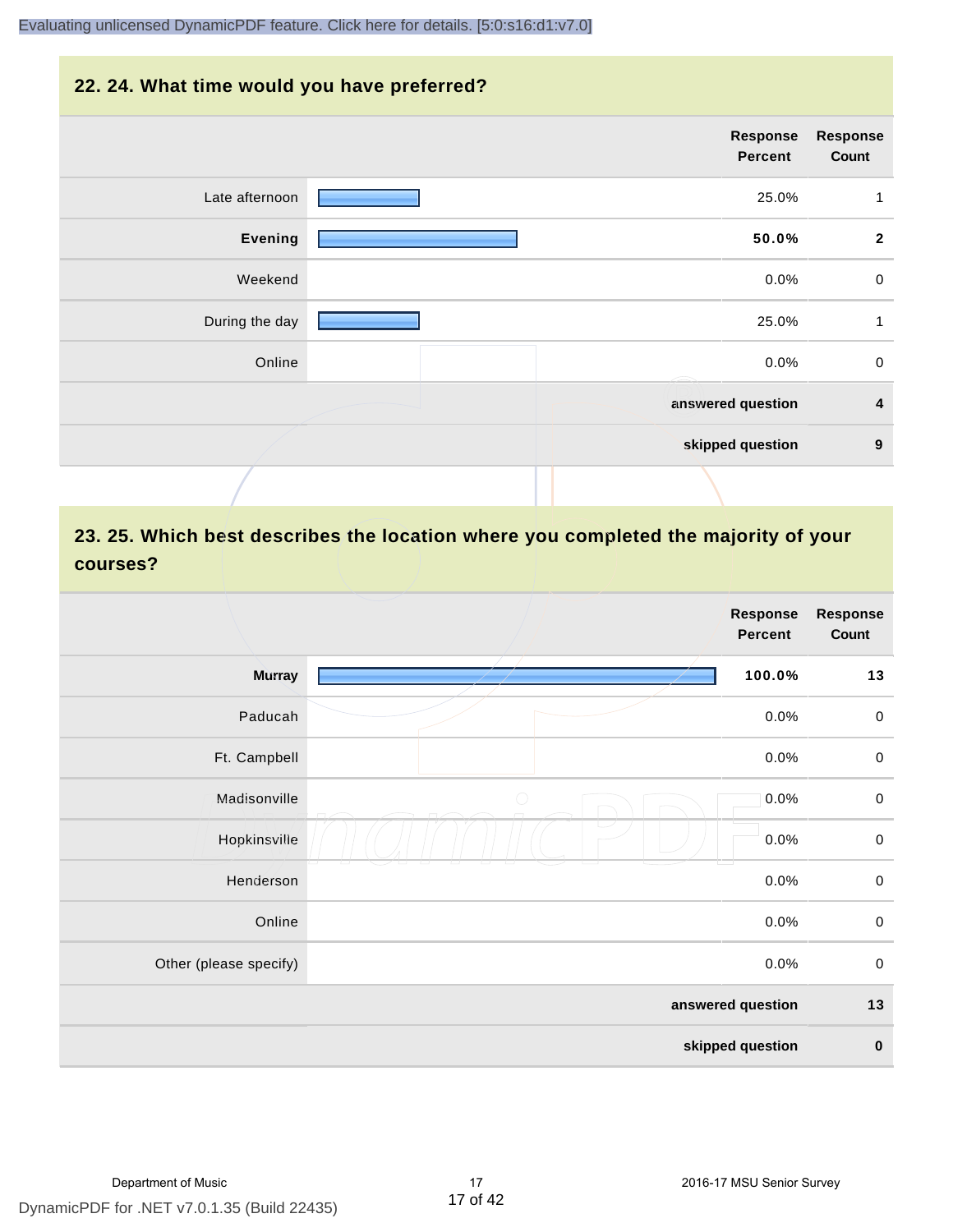## 22. 24. What time would you have preferred?

| | Response Percent | Response Count |
|---|---|---|
| Late afternoon | 25.0% | 1 |
| **Evening** | **50.0%** | **2** |
| Weekend | 0.0% | 0 |
| During the day | 25.0% | 1 |
| Online | 0.0% | 0 |
| **answered question** | | **4** |
| **skipped question** | | **9** |

## 23. 25. Which best describes the location where you completed the majority of your courses?

| | Response Percent | Response Count |
|---|---|---|
| **Murray** | **100.0%** | **13** |
| Paducah | 0.0% | 0 |
| Ft. Campbell | 0.0% | 0 |
| Madisonville | 0.0% | 0 |
| Hopkinsville | 0.0% | 0 |
| Henderson | 0.0% | 0 |
| Online | 0.0% | 0 |
| Other (please specify) | 0.0% | 0 |
| **answered question** | | **13** |
| **skipped question** | | **0** |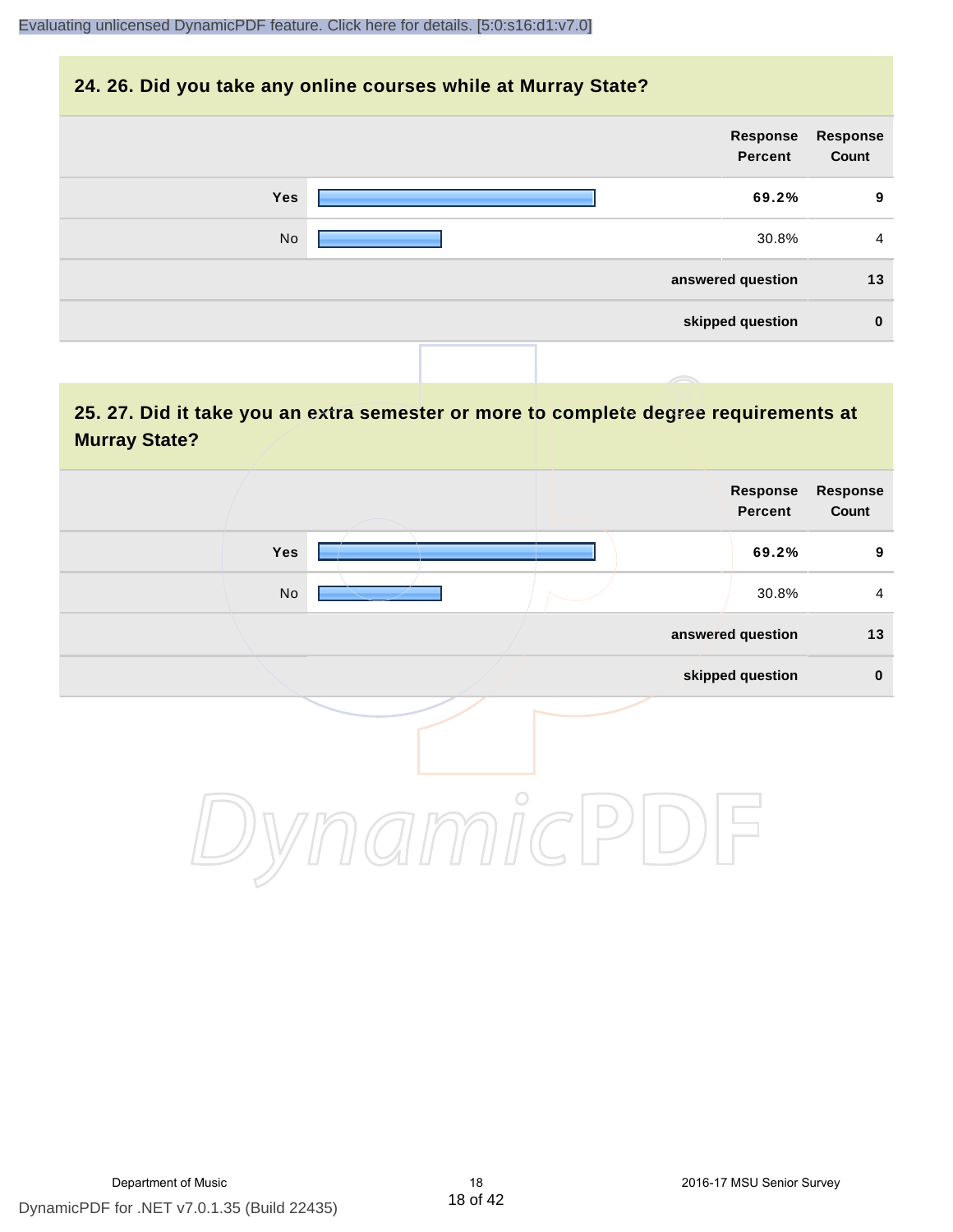## 24. 26. Did you take any online courses while at Murray State?

| | Response Percent | Response Count |
|---|---|---|
| Yes | 69.2% | 9 |
| No | 30.8% | 4 |
| answered question | | 13 |
| skipped question | | 0 |

## 25. 27. Did it take you an extra semester or more to complete degree requirements at Murray State?

| | Response Percent | Response Count |
|---|---|---|
| Yes | 69.2% | 9 |
| No | 30.8% | 4 |
| answered question | | 13 |
| skipped question | | 0 |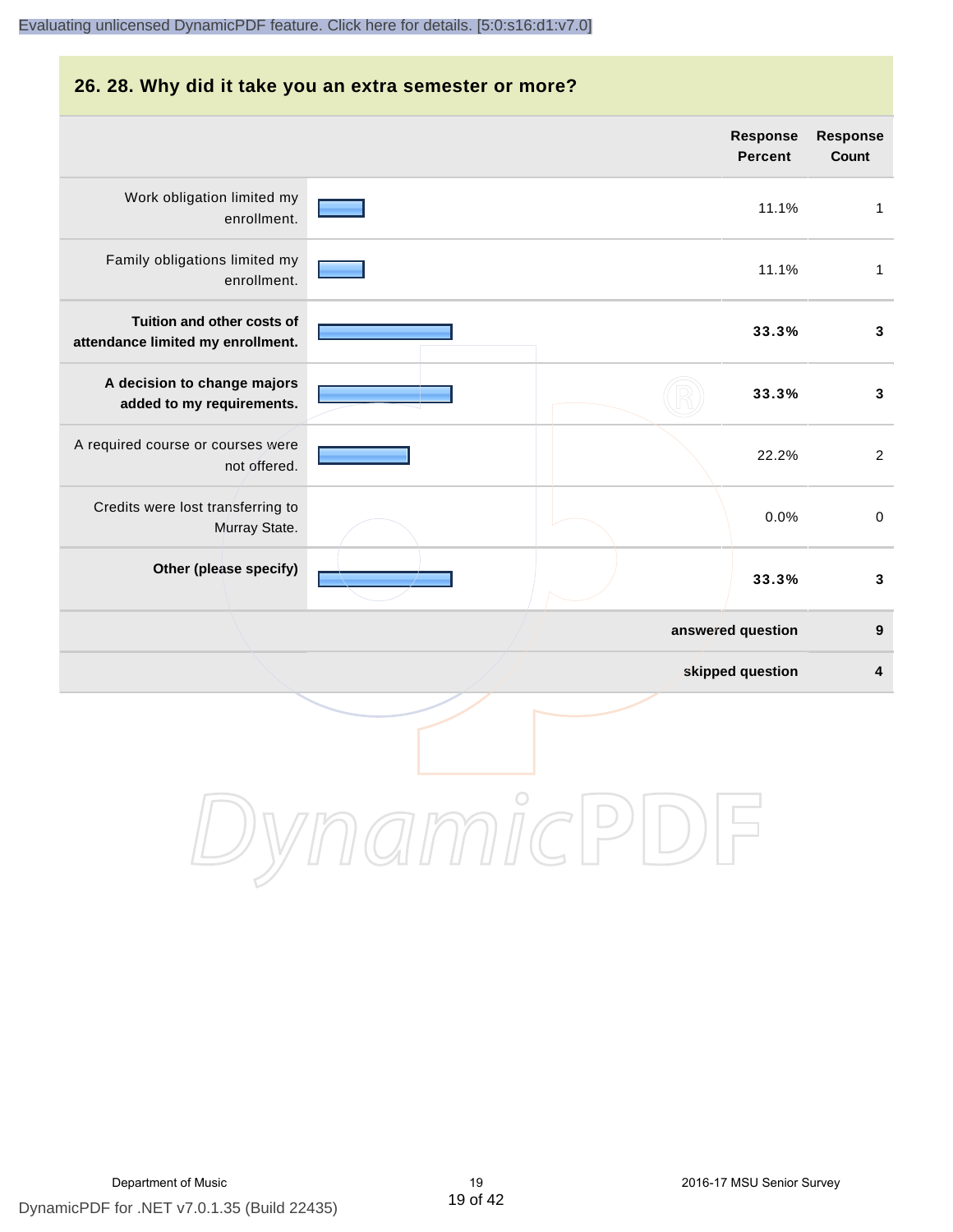## 26. 28. Why did it take you an extra semester or more?

| | Response Percent | Response Count |
|---|---|---|
| Work obligation limited my enrollment. | 11.1% | 1 |
| Family obligations limited my enrollment. | 11.1% | 1 |
| **Tuition and other costs of attendance limited my enrollment.** | **33.3%** | **3** |
| **A decision to change majors added to my requirements.** | **33.3%** | **3** |
| A required course or courses were not offered. | 22.2% | 2 |
| Credits were lost transferring to Murray State. | 0.0% | 0 |
| **Other (please specify)** | **33.3%** | **3** |
| | **answered question** | **9** |
| | **skipped question** | **4** |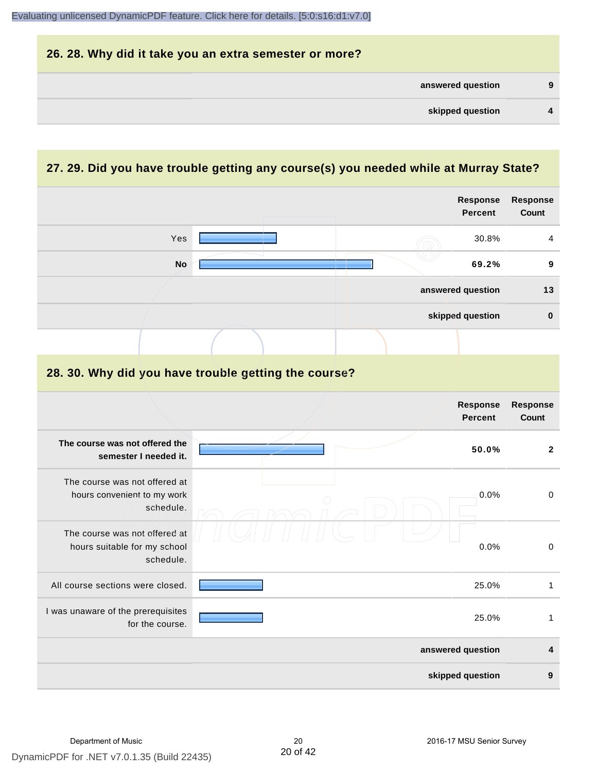## 26. 28. Why did it take you an extra semester or more?

| | |
|---|---|
| answered question | 9 |
| skipped question | 4 |

## 27. 29. Did you have trouble getting any course(s) you needed while at Murray State?

| | Response Percent | Response Count |
|---|---|---|
| Yes | 30.8% | 4 |
| **No** | **69.2%** | **9** |
| answered question | | 13 |
| skipped question | | 0 |

## 28. 30. Why did you have trouble getting the course?

| | Response Percent | Response Count |
|---|---|---|
| **The course was not offered the semester I needed it.** | **50.0%** | **2** |
| The course was not offered at hours convenient to my work schedule. | 0.0% | 0 |
| The course was not offered at hours suitable for my school schedule. | 0.0% | 0 |
| All course sections were closed. | 25.0% | 1 |
| I was unaware of the prerequisites for the course. | 25.0% | 1 |
| answered question | | 4 |
| skipped question | | 9 |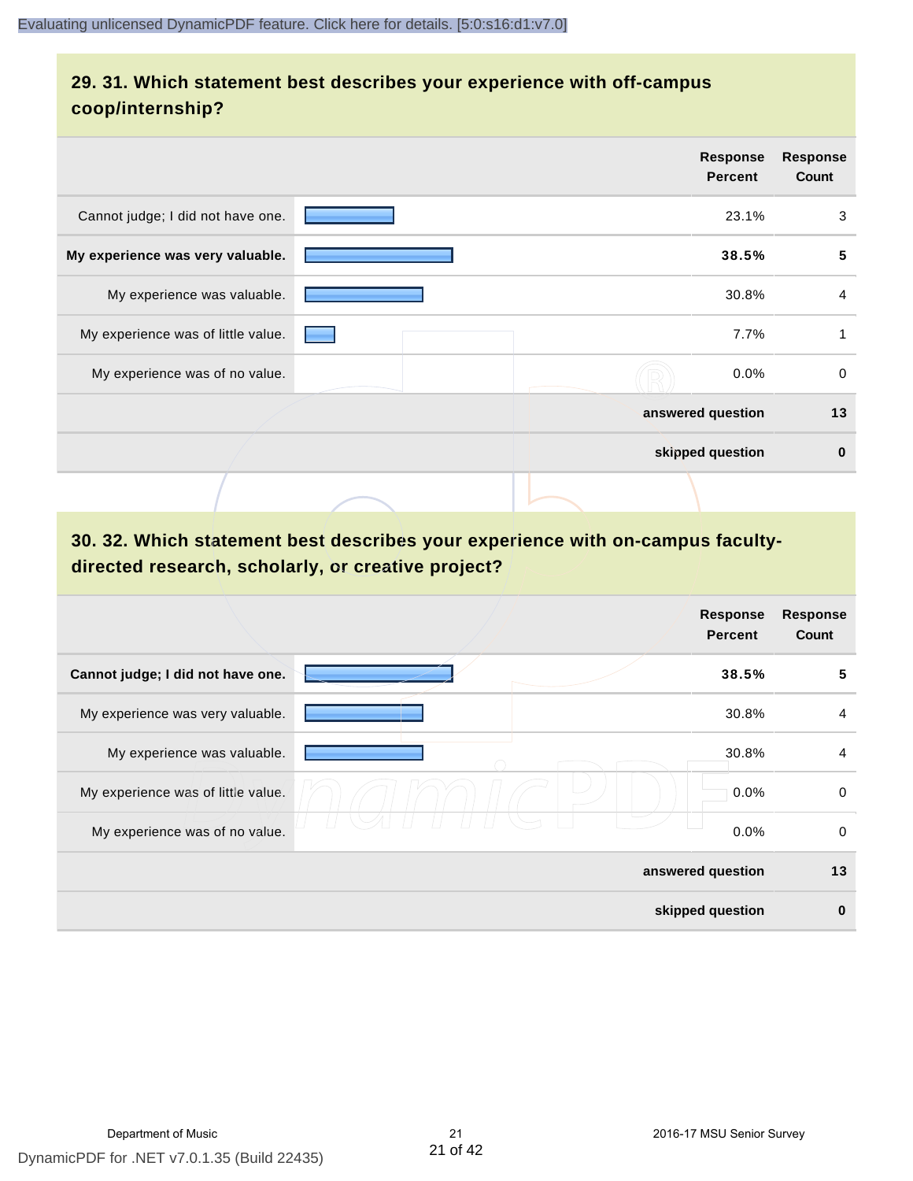## 29. 31. Which statement best describes your experience with off-campus coop/internship?

| | Response Percent | Response Count |
|---|---|---|
| Cannot judge; I did not have one. | 23.1% | 3 |
| **My experience was very valuable.** | **38.5%** | **5** |
| My experience was valuable. | 30.8% | 4 |
| My experience was of little value. | 7.7% | 1 |
| My experience was of no value. | 0.0% | 0 |
| | **answered question** | **13** |
| | **skipped question** | **0** |

## 30. 32. Which statement best describes your experience with on-campus faculty-directed research, scholarly, or creative project?

| | Response Percent | Response Count |
|---|---|---|
| **Cannot judge; I did not have one.** | **38.5%** | **5** |
| My experience was very valuable. | 30.8% | 4 |
| My experience was valuable. | 30.8% | 4 |
| My experience was of little value. | 0.0% | 0 |
| My experience was of no value. | 0.0% | 0 |
| | **answered question** | **13** |
| | **skipped question** | **0** |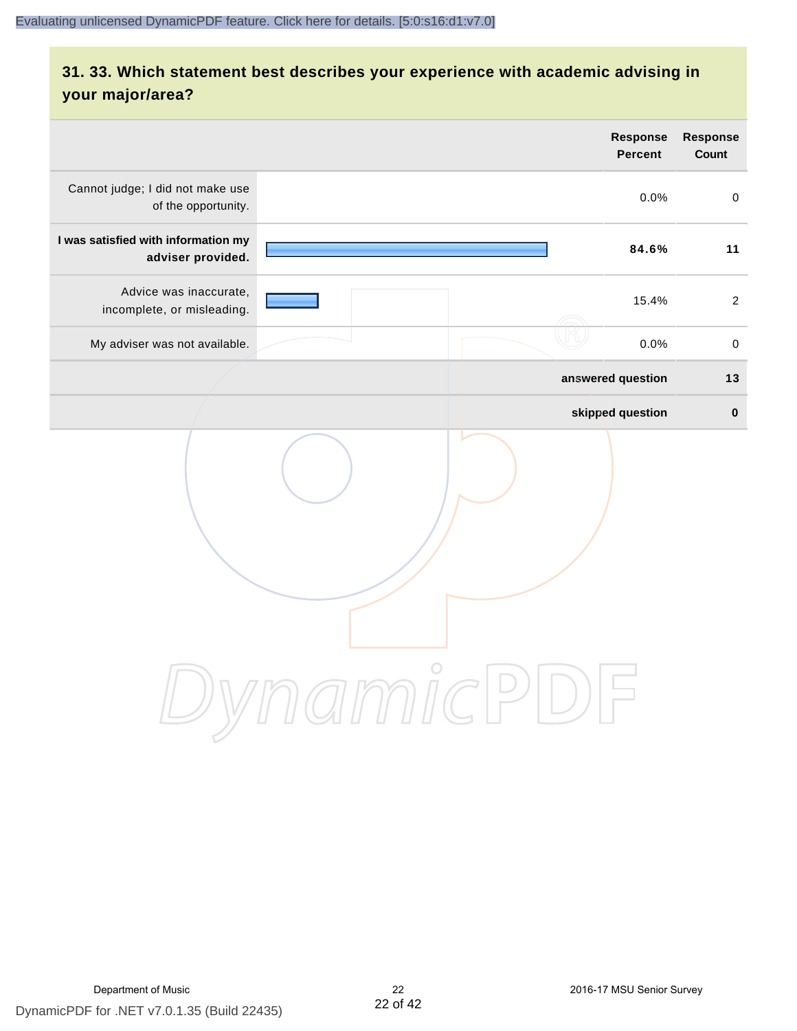## 31. 33. Which statement best describes your experience with academic advising in your major/area?

| | Response Percent | Response Count |
|---|---|---|
| Cannot judge; I did not make use of the opportunity. | 0.0% | 0 |
| **I was satisfied with information my adviser provided.** | **84.6%** | **11** |
| Advice was inaccurate, incomplete, or misleading. | 15.4% | 2 |
| My adviser was not available. | 0.0% | 0 |
| **answered question** | | **13** |
| **skipped question** | | **0** |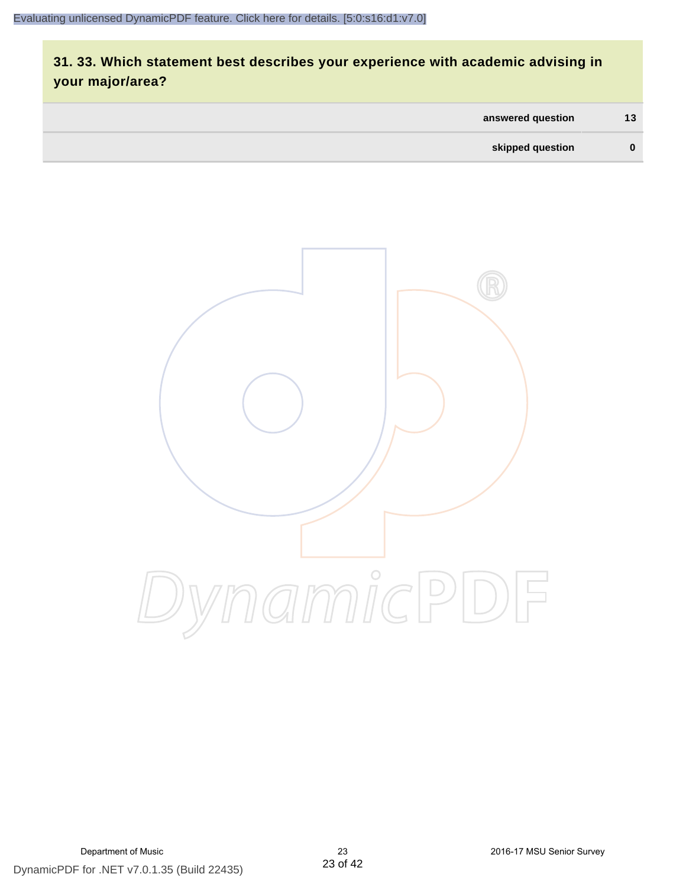## 31. 33. Which statement best describes your experience with academic advising in your major/area?

| | |
|---|---|
| answered question | 13 |
| skipped question | 0 |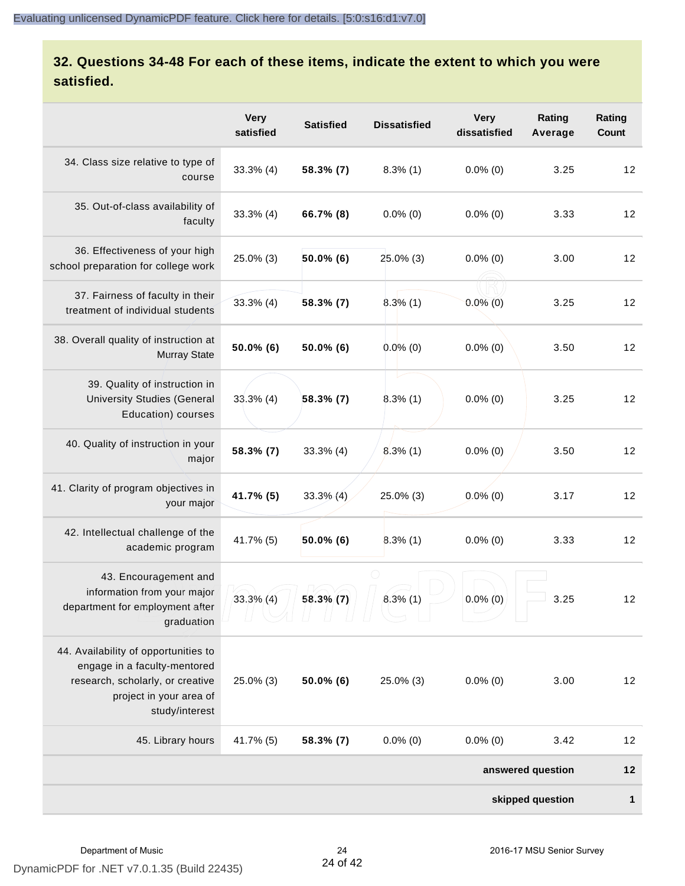## 32. Questions 34-48 For each of these items, indicate the extent to which you were satisfied.

| | Very satisfied | Satisfied | Dissatisfied | Very dissatisfied | Rating Average | Rating Count |
|---|---|---|---|---|---|---|
| 34. Class size relative to type of course | 33.3% (4) | **58.3% (7)** | 8.3% (1) | 0.0% (0) | 3.25 | 12 |
| 35. Out-of-class availability of faculty | 33.3% (4) | **66.7% (8)** | 0.0% (0) | 0.0% (0) | 3.33 | 12 |
| 36. Effectiveness of your high school preparation for college work | 25.0% (3) | **50.0% (6)** | 25.0% (3) | 0.0% (0) | 3.00 | 12 |
| 37. Fairness of faculty in their treatment of individual students | 33.3% (4) | **58.3% (7)** | 8.3% (1) | 0.0% (0) | 3.25 | 12 |
| 38. Overall quality of instruction at Murray State | **50.0% (6)** | **50.0% (6)** | 0.0% (0) | 0.0% (0) | 3.50 | 12 |
| 39. Quality of instruction in University Studies (General Education) courses | 33.3% (4) | **58.3% (7)** | 8.3% (1) | 0.0% (0) | 3.25 | 12 |
| 40. Quality of instruction in your major | **58.3% (7)** | 33.3% (4) | 8.3% (1) | 0.0% (0) | 3.50 | 12 |
| 41. Clarity of program objectives in your major | **41.7% (5)** | 33.3% (4) | 25.0% (3) | 0.0% (0) | 3.17 | 12 |
| 42. Intellectual challenge of the academic program | 41.7% (5) | **50.0% (6)** | 8.3% (1) | 0.0% (0) | 3.33 | 12 |
| 43. Encouragement and information from your major department for employment after graduation | 33.3% (4) | **58.3% (7)** | 8.3% (1) | 0.0% (0) | 3.25 | 12 |
| 44. Availability of opportunities to engage in a faculty-mentored research, scholarly, or creative project in your area of study/interest | 25.0% (3) | **50.0% (6)** | 25.0% (3) | 0.0% (0) | 3.00 | 12 |
| 45. Library hours | 41.7% (5) | **58.3% (7)** | 0.0% (0) | 0.0% (0) | 3.42 | 12 |
| | | | | | **answered question** | **12** |
| | | | | | **skipped question** | **1** |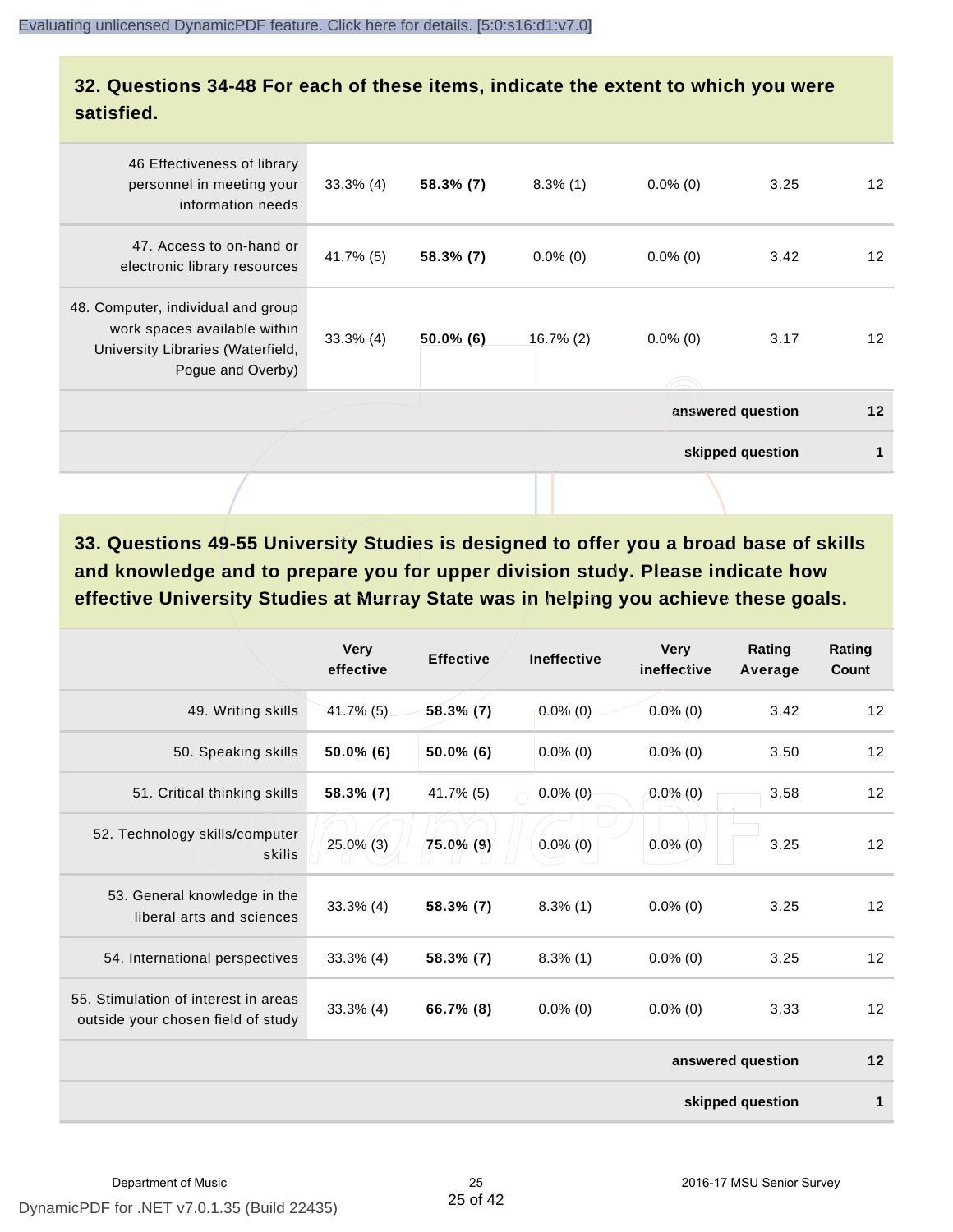## 32. Questions 34-48 For each of these items, indicate the extent to which you were satisfied.

| | | | | | | |
|---|---|---|---|---|---|---|
| 46 Effectiveness of library personnel in meeting your information needs | 33.3% (4) | **58.3% (7)** | 8.3% (1) | 0.0% (0) | 3.25 | 12 |
| 47. Access to on-hand or electronic library resources | 41.7% (5) | **58.3% (7)** | 0.0% (0) | 0.0% (0) | 3.42 | 12 |
| 48. Computer, individual and group work spaces available within University Libraries (Waterfield, Pogue and Overby) | 33.3% (4) | **50.0% (6)** | 16.7% (2) | 0.0% (0) | 3.17 | 12 |
| | | | | | **answered question** | **12** |
| | | | | | **skipped question** | **1** |

## 33. Questions 49-55 University Studies is designed to offer you a broad base of skills and knowledge and to prepare you for upper division study. Please indicate how effective University Studies at Murray State was in helping you achieve these goals.

| | Very effective | Effective | Ineffective | Very ineffective | Rating Average | Rating Count |
|---|---|---|---|---|---|---|
| 49. Writing skills | 41.7% (5) | **58.3% (7)** | 0.0% (0) | 0.0% (0) | 3.42 | 12 |
| 50. Speaking skills | **50.0% (6)** | **50.0% (6)** | 0.0% (0) | 0.0% (0) | 3.50 | 12 |
| 51. Critical thinking skills | **58.3% (7)** | 41.7% (5) | 0.0% (0) | 0.0% (0) | 3.58 | 12 |
| 52. Technology skills/computer skills | 25.0% (3) | **75.0% (9)** | 0.0% (0) | 0.0% (0) | 3.25 | 12 |
| 53. General knowledge in the liberal arts and sciences | 33.3% (4) | **58.3% (7)** | 8.3% (1) | 0.0% (0) | 3.25 | 12 |
| 54. International perspectives | 33.3% (4) | **58.3% (7)** | 8.3% (1) | 0.0% (0) | 3.25 | 12 |
| 55. Stimulation of interest in areas outside your chosen field of study | 33.3% (4) | **66.7% (8)** | 0.0% (0) | 0.0% (0) | 3.33 | 12 |
| | | | | | **answered question** | **12** |
| | | | | | **skipped question** | **1** |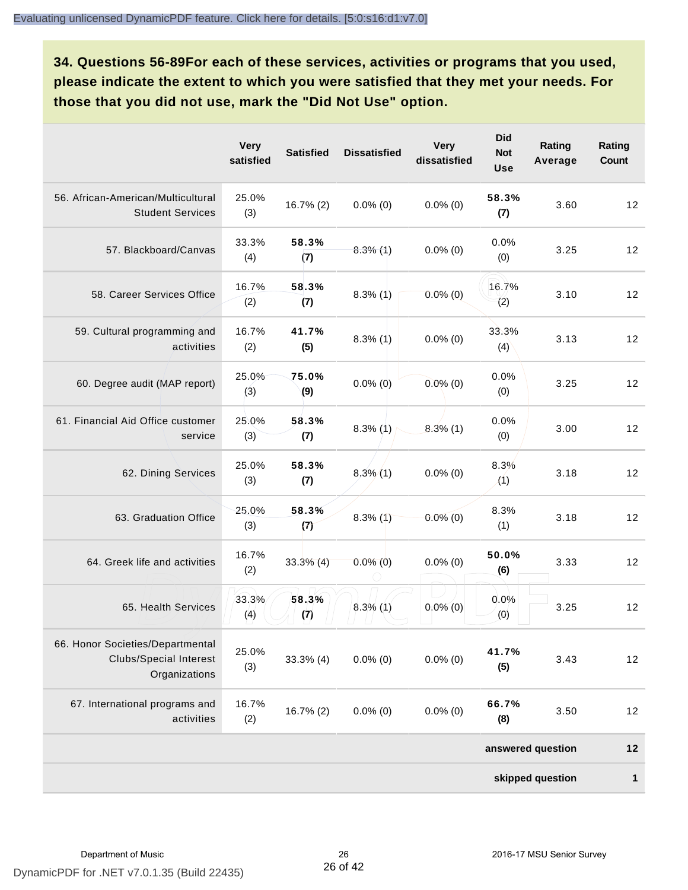## 34. Questions 56-89For each of these services, activities or programs that you used, please indicate the extent to which you were satisfied that they met your needs. For those that you did not use, mark the "Did Not Use" option.

| | Very satisfied | Satisfied | Dissatisfied | Very dissatisfied | Did Not Use | Rating Average | Rating Count |
|---|---|---|---|---|---|---|---|
| 56. African-American/Multicultural Student Services | 25.0% (3) | 16.7% (2) | 0.0% (0) | 0.0% (0) | **58.3% (7)** | 3.60 | 12 |
| 57. Blackboard/Canvas | 33.3% (4) | **58.3% (7)** | 8.3% (1) | 0.0% (0) | 0.0% (0) | 3.25 | 12 |
| 58. Career Services Office | 16.7% (2) | **58.3% (7)** | 8.3% (1) | 0.0% (0) | 16.7% (2) | 3.10 | 12 |
| 59. Cultural programming and activities | 16.7% (2) | **41.7% (5)** | 8.3% (1) | 0.0% (0) | 33.3% (4) | 3.13 | 12 |
| 60. Degree audit (MAP report) | 25.0% (3) | **75.0% (9)** | 0.0% (0) | 0.0% (0) | 0.0% (0) | 3.25 | 12 |
| 61. Financial Aid Office customer service | 25.0% (3) | **58.3% (7)** | 8.3% (1) | 8.3% (1) | 0.0% (0) | 3.00 | 12 |
| 62. Dining Services | 25.0% (3) | **58.3% (7)** | 8.3% (1) | 0.0% (0) | 8.3% (1) | 3.18 | 12 |
| 63. Graduation Office | 25.0% (3) | **58.3% (7)** | 8.3% (1) | 0.0% (0) | 8.3% (1) | 3.18 | 12 |
| 64. Greek life and activities | 16.7% (2) | 33.3% (4) | 0.0% (0) | 0.0% (0) | **50.0% (6)** | 3.33 | 12 |
| 65. Health Services | 33.3% (4) | **58.3% (7)** | 8.3% (1) | 0.0% (0) | 0.0% (0) | 3.25 | 12 |
| 66. Honor Societies/Departmental Clubs/Special Interest Organizations | 25.0% (3) | 33.3% (4) | 0.0% (0) | 0.0% (0) | **41.7% (5)** | 3.43 | 12 |
| 67. International programs and activities | 16.7% (2) | 16.7% (2) | 0.0% (0) | 0.0% (0) | **66.7% (8)** | 3.50 | 12 |
| | | | | | | **answered question** | **12** |
| | | | | | | **skipped question** | **1** |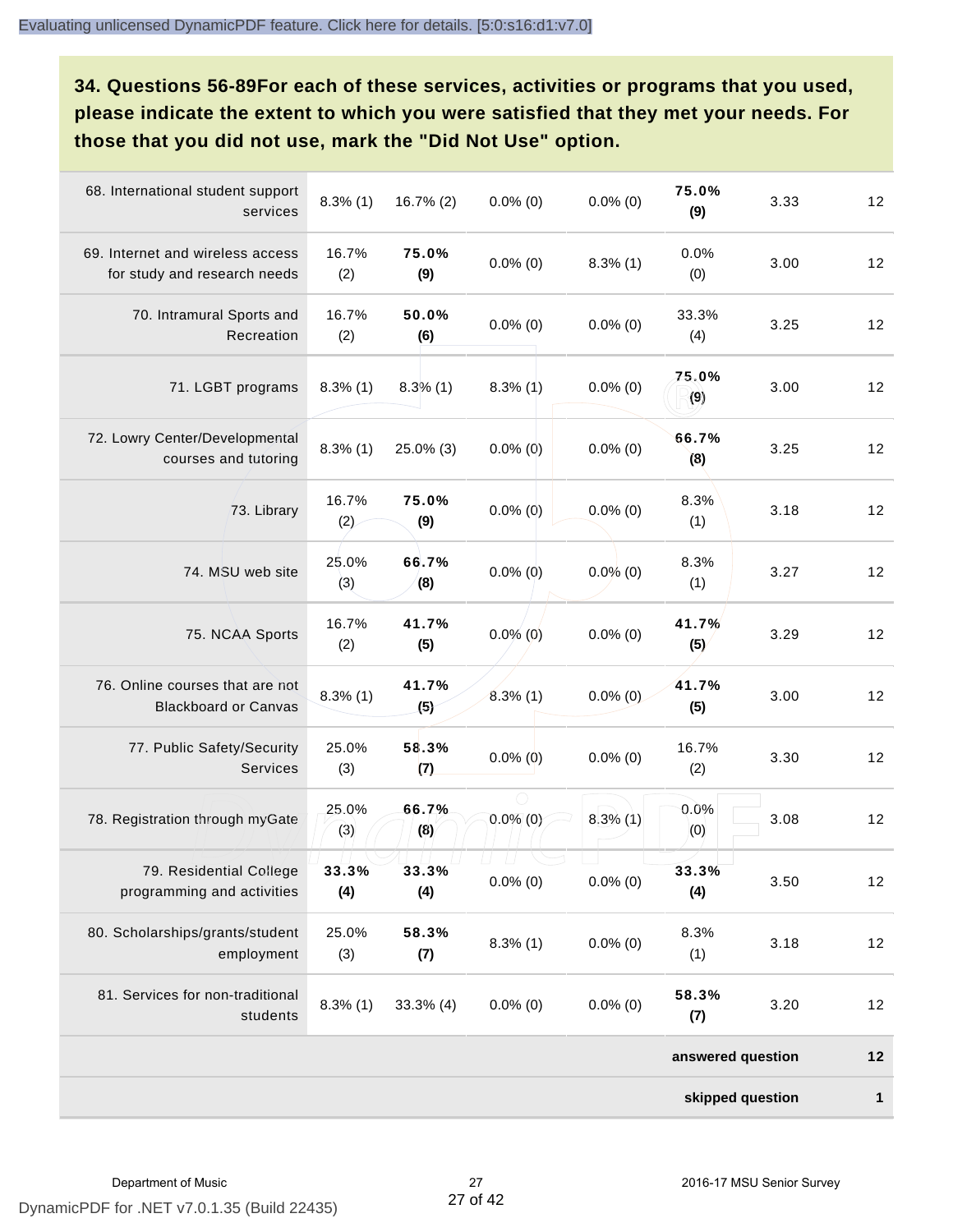**34. Questions 56-89For each of these services, activities or programs that you used, please indicate the extent to which you were satisfied that they met your needs. For those that you did not use, mark the "Did Not Use" option.**

| | | | | | | | |
|---|---|---|---|---|---|---|---|
| 68. International student support services | 8.3% (1) | 16.7% (2) | 0.0% (0) | 0.0% (0) | **75.0% (9)** | 3.33 | 12 |
| 69. Internet and wireless access for study and research needs | 16.7% (2) | **75.0% (9)** | 0.0% (0) | 8.3% (1) | 0.0% (0) | 3.00 | 12 |
| 70. Intramural Sports and Recreation | 16.7% (2) | **50.0% (6)** | 0.0% (0) | 0.0% (0) | 33.3% (4) | 3.25 | 12 |
| 71. LGBT programs | 8.3% (1) | 8.3% (1) | 8.3% (1) | 0.0% (0) | **75.0% (9)** | 3.00 | 12 |
| 72. Lowry Center/Developmental courses and tutoring | 8.3% (1) | 25.0% (3) | 0.0% (0) | 0.0% (0) | **66.7% (8)** | 3.25 | 12 |
| 73. Library | 16.7% (2) | **75.0% (9)** | 0.0% (0) | 0.0% (0) | 8.3% (1) | 3.18 | 12 |
| 74. MSU web site | 25.0% (3) | **66.7% (8)** | 0.0% (0) | 0.0% (0) | 8.3% (1) | 3.27 | 12 |
| 75. NCAA Sports | 16.7% (2) | **41.7% (5)** | 0.0% (0) | 0.0% (0) | **41.7% (5)** | 3.29 | 12 |
| 76. Online courses that are not Blackboard or Canvas | 8.3% (1) | **41.7% (5)** | 8.3% (1) | 0.0% (0) | **41.7% (5)** | 3.00 | 12 |
| 77. Public Safety/Security Services | 25.0% (3) | **58.3% (7)** | 0.0% (0) | 0.0% (0) | 16.7% (2) | 3.30 | 12 |
| 78. Registration through myGate | 25.0% (3) | **66.7% (8)** | 0.0% (0) | 8.3% (1) | 0.0% (0) | 3.08 | 12 |
| 79. Residential College programming and activities | **33.3% (4)** | **33.3% (4)** | 0.0% (0) | 0.0% (0) | **33.3% (4)** | 3.50 | 12 |
| 80. Scholarships/grants/student employment | 25.0% (3) | **58.3% (7)** | 8.3% (1) | 0.0% (0) | 8.3% (1) | 3.18 | 12 |
| 81. Services for non-traditional students | 8.3% (1) | 33.3% (4) | 0.0% (0) | 0.0% (0) | **58.3% (7)** | 3.20 | 12 |
| | | | | | | **answered question** | **12** |
| | | | | | | **skipped question** | **1** |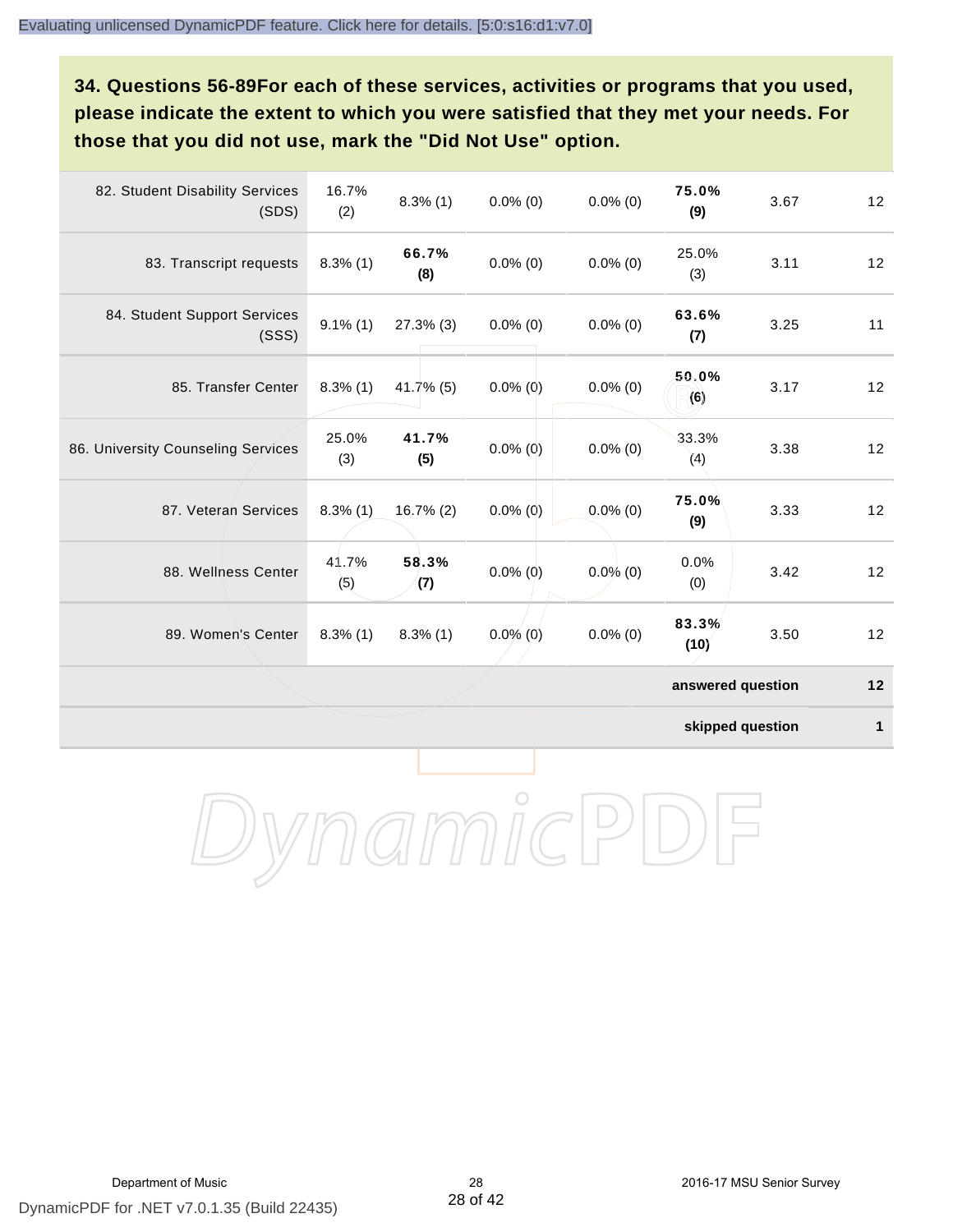**34. Questions 56-89For each of these services, activities or programs that you used, please indicate the extent to which you were satisfied that they met your needs. For those that you did not use, mark the "Did Not Use" option.**

| | | | | | | | |
|---|---|---|---|---|---|---|---|
| 82. Student Disability Services (SDS) | 16.7% (2) | 8.3% (1) | 0.0% (0) | 0.0% (0) | **75.0% (9)** | 3.67 | 12 |
| 83. Transcript requests | 8.3% (1) | **66.7% (8)** | 0.0% (0) | 0.0% (0) | 25.0% (3) | 3.11 | 12 |
| 84. Student Support Services (SSS) | 9.1% (1) | 27.3% (3) | 0.0% (0) | 0.0% (0) | **63.6% (7)** | 3.25 | 11 |
| 85. Transfer Center | 8.3% (1) | 41.7% (5) | 0.0% (0) | 0.0% (0) | **50.0% (6)** | 3.17 | 12 |
| 86. University Counseling Services | 25.0% (3) | **41.7% (5)** | 0.0% (0) | 0.0% (0) | 33.3% (4) | 3.38 | 12 |
| 87. Veteran Services | 8.3% (1) | 16.7% (2) | 0.0% (0) | 0.0% (0) | **75.0% (9)** | 3.33 | 12 |
| 88. Wellness Center | 41.7% (5) | **58.3% (7)** | 0.0% (0) | 0.0% (0) | 0.0% (0) | 3.42 | 12 |
| 89. Women's Center | 8.3% (1) | 8.3% (1) | 0.0% (0) | 0.0% (0) | **83.3% (10)** | 3.50 | 12 |
| | | | | | | **answered question** | **12** |
| | | | | | | **skipped question** | **1** |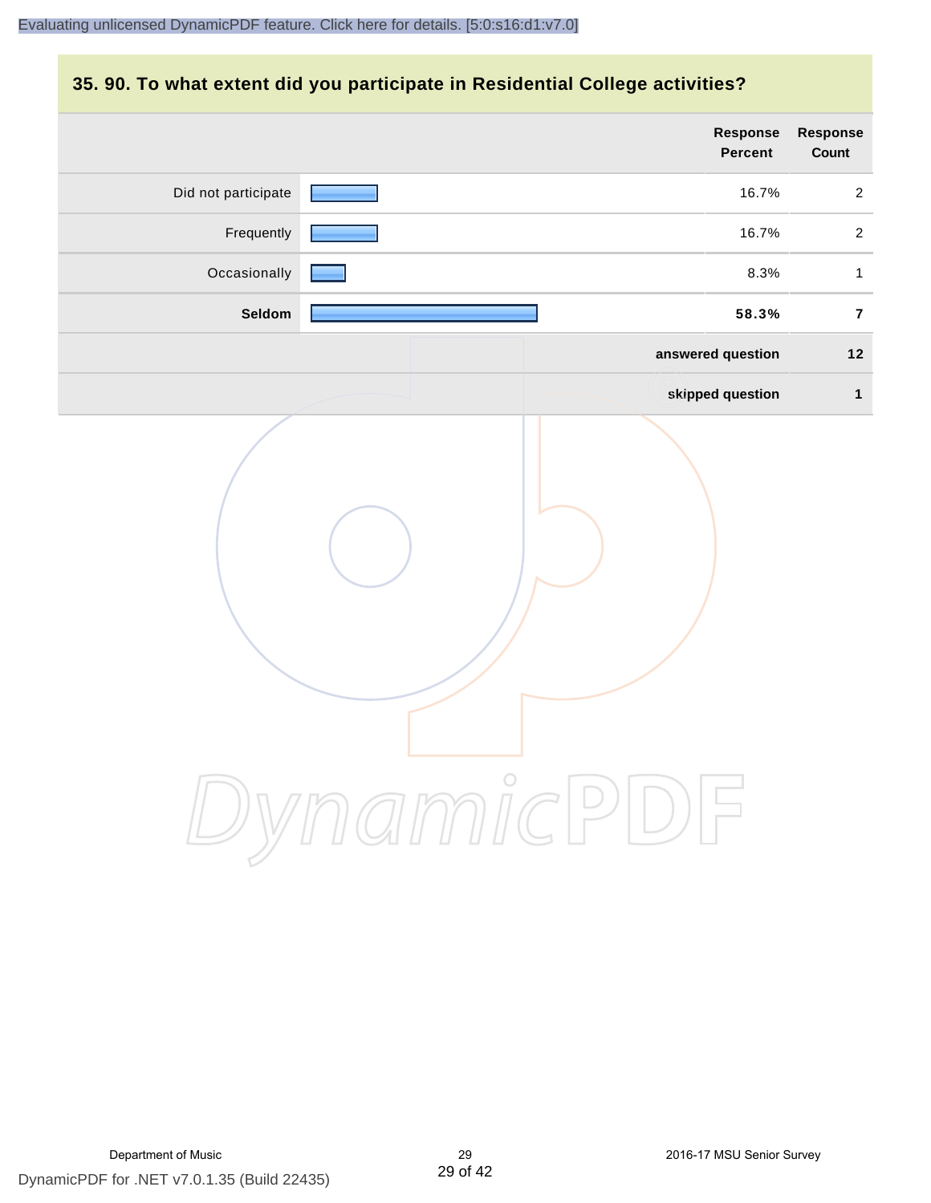## 35. 90. To what extent did you participate in Residential College activities?

| | Response Percent | Response Count |
|---|---|---|
| Did not participate | 16.7% | 2 |
| Frequently | 16.7% | 2 |
| Occasionally | 8.3% | 1 |
| **Seldom** | **58.3%** | **7** |
| | **answered question** | **12** |
| | **skipped question** | **1** |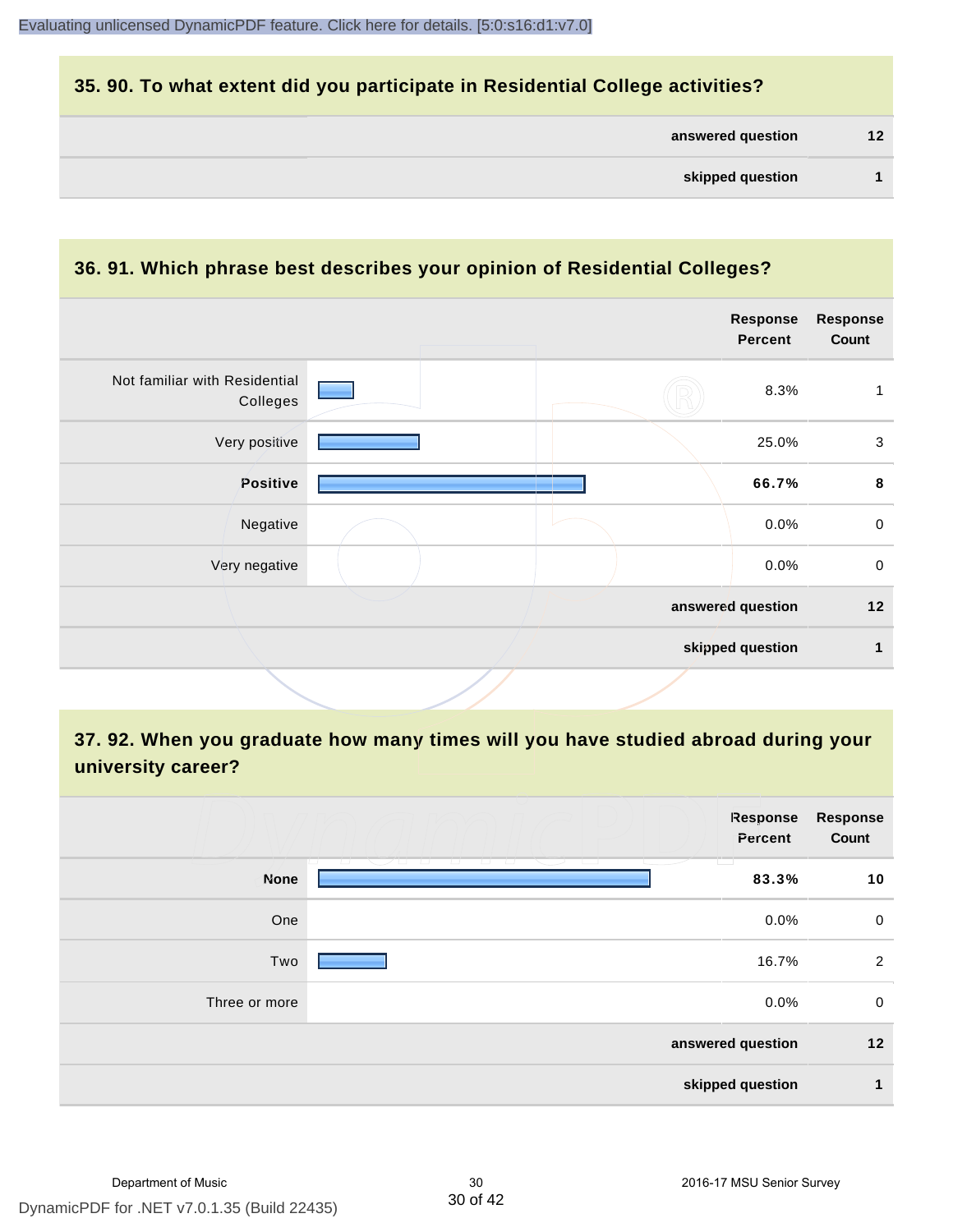Evaluating unlicensed DynamicPDF feature. Click here for details. [5:0:s16:d1:v7.0]

### 35. 90. To what extent did you participate in Residential College activities?

| | |
|---|---|
| answered question | 12 |
| skipped question | 1 |

### 36. 91. Which phrase best describes your opinion of Residential Colleges?

| | Response Percent | Response Count |
|---|---|---|
| Not familiar with Residential Colleges | 8.3% | 1 |
| Very positive | 25.0% | 3 |
| **Positive** | **66.7%** | **8** |
| Negative | 0.0% | 0 |
| Very negative | 0.0% | 0 |
| answered question | | 12 |
| skipped question | | 1 |

### 37. 92. When you graduate how many times will you have studied abroad during your university career?

| | Response Percent | Response Count |
|---|---|---|
| **None** | **83.3%** | **10** |
| One | 0.0% | 0 |
| Two | 16.7% | 2 |
| Three or more | 0.0% | 0 |
| answered question | | 12 |
| skipped question | | 1 |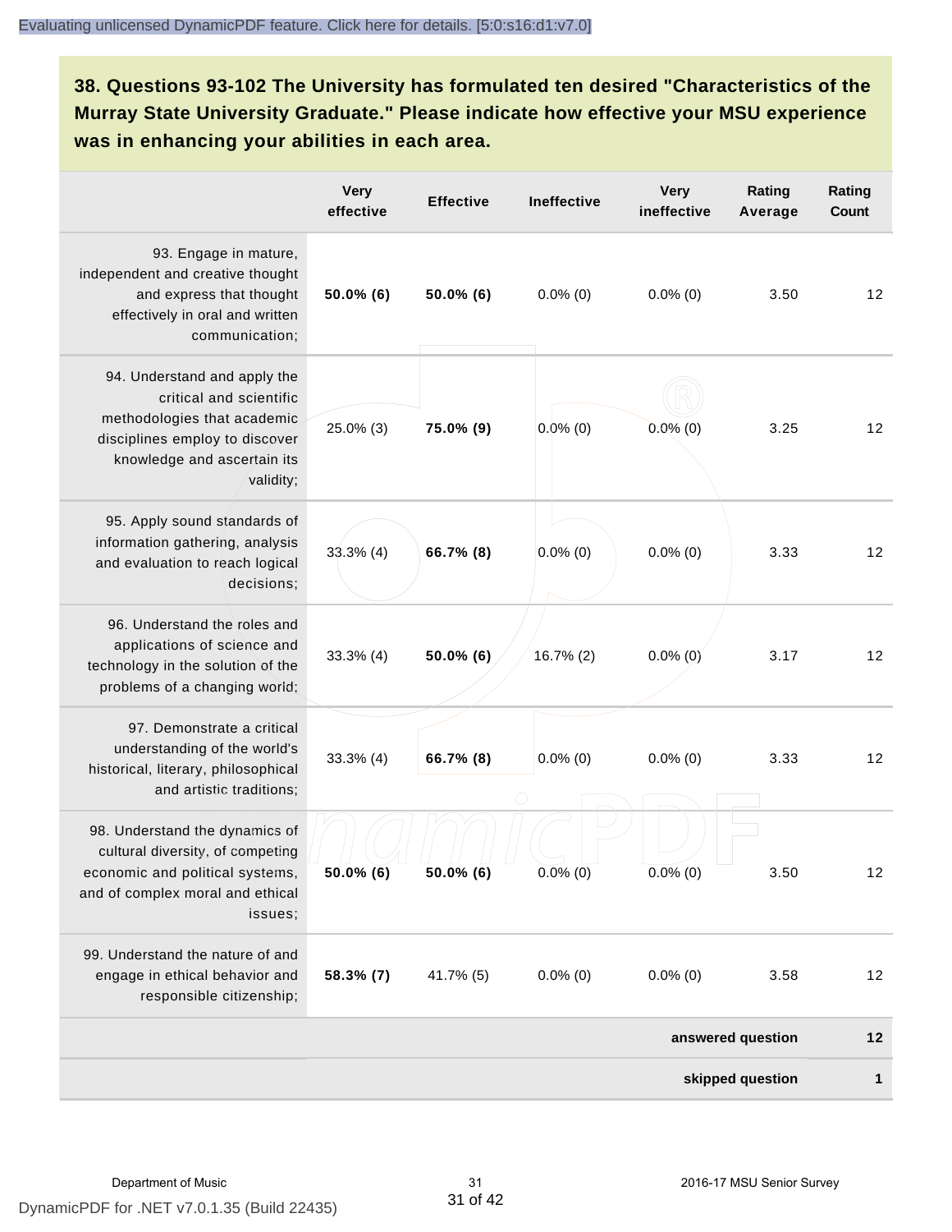**38. Questions 93-102 The University has formulated ten desired "Characteristics of the Murray State University Graduate." Please indicate how effective your MSU experience was in enhancing your abilities in each area.**

| | Very effective | Effective | Ineffective | Very ineffective | Rating Average | Rating Count |
|---|---|---|---|---|---|---|
| 93. Engage in mature, independent and creative thought and express that thought effectively in oral and written communication; | **50.0% (6)** | **50.0% (6)** | 0.0% (0) | 0.0% (0) | 3.50 | 12 |
| 94. Understand and apply the critical and scientific methodologies that academic disciplines employ to discover knowledge and ascertain its validity; | 25.0% (3) | **75.0% (9)** | 0.0% (0) | 0.0% (0) | 3.25 | 12 |
| 95. Apply sound standards of information gathering, analysis and evaluation to reach logical decisions; | 33.3% (4) | **66.7% (8)** | 0.0% (0) | 0.0% (0) | 3.33 | 12 |
| 96. Understand the roles and applications of science and technology in the solution of the problems of a changing world; | 33.3% (4) | **50.0% (6)** | 16.7% (2) | 0.0% (0) | 3.17 | 12 |
| 97. Demonstrate a critical understanding of the world's historical, literary, philosophical and artistic traditions; | 33.3% (4) | **66.7% (8)** | 0.0% (0) | 0.0% (0) | 3.33 | 12 |
| 98. Understand the dynamics of cultural diversity, of competing economic and political systems, and of complex moral and ethical issues; | **50.0% (6)** | **50.0% (6)** | 0.0% (0) | 0.0% (0) | 3.50 | 12 |
| 99. Understand the nature of and engage in ethical behavior and responsible citizenship; | **58.3% (7)** | 41.7% (5) | 0.0% (0) | 0.0% (0) | 3.58 | 12 |
| | | | | | **answered question** | **12** |
| | | | | | **skipped question** | **1** |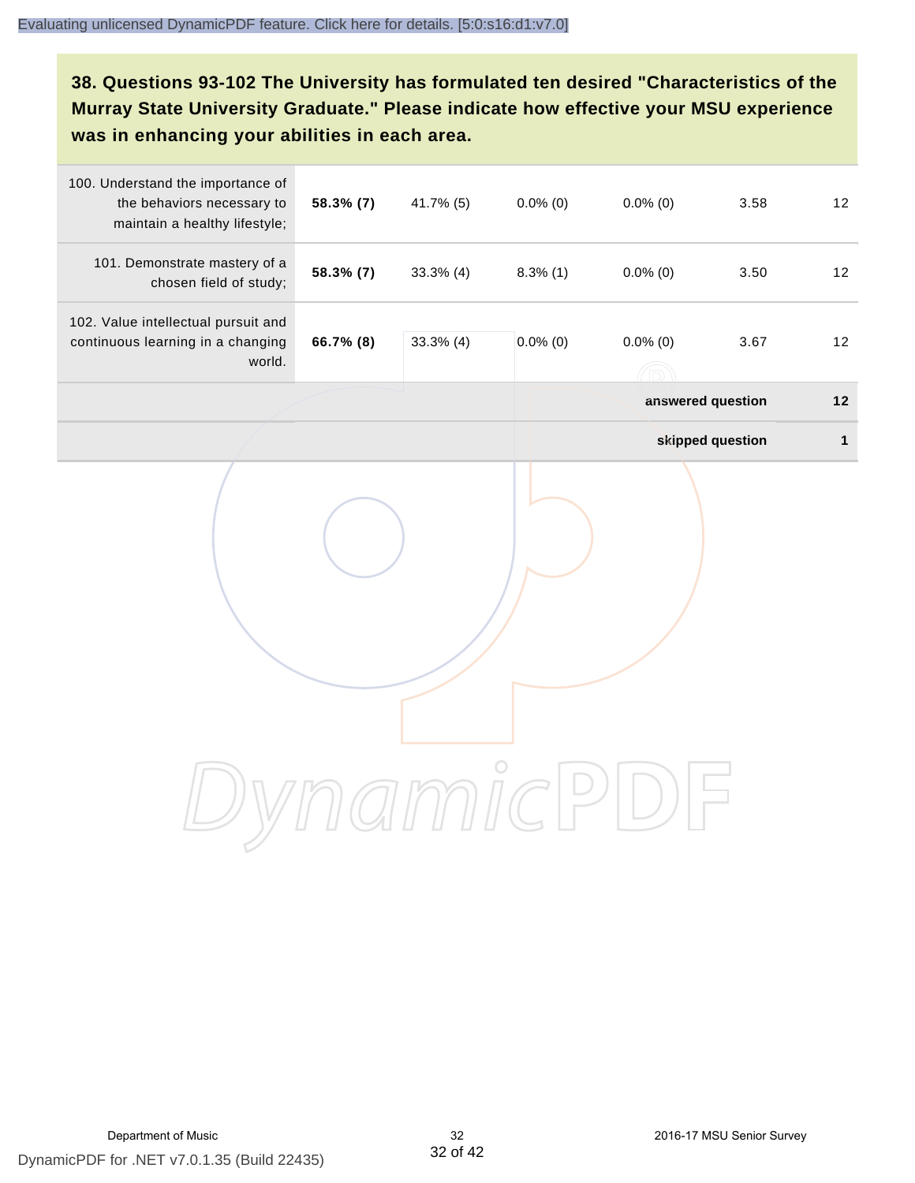### 38. Questions 93-102 The University has formulated ten desired "Characteristics of the Murray State University Graduate." Please indicate how effective your MSU experience was in enhancing your abilities in each area.

| | | | | | | |
|---|---|---|---|---|---|---|
| 100. Understand the importance of the behaviors necessary to maintain a healthy lifestyle; | **58.3% (7)** | 41.7% (5) | 0.0% (0) | 0.0% (0) | 3.58 | 12 |
| 101. Demonstrate mastery of a chosen field of study; | **58.3% (7)** | 33.3% (4) | 8.3% (1) | 0.0% (0) | 3.50 | 12 |
| 102. Value intellectual pursuit and continuous learning in a changing world. | **66.7% (8)** | 33.3% (4) | 0.0% (0) | 0.0% (0) | 3.67 | 12 |
| | | | | | **answered question** | **12** |
| | | | | | **skipped question** | **1** |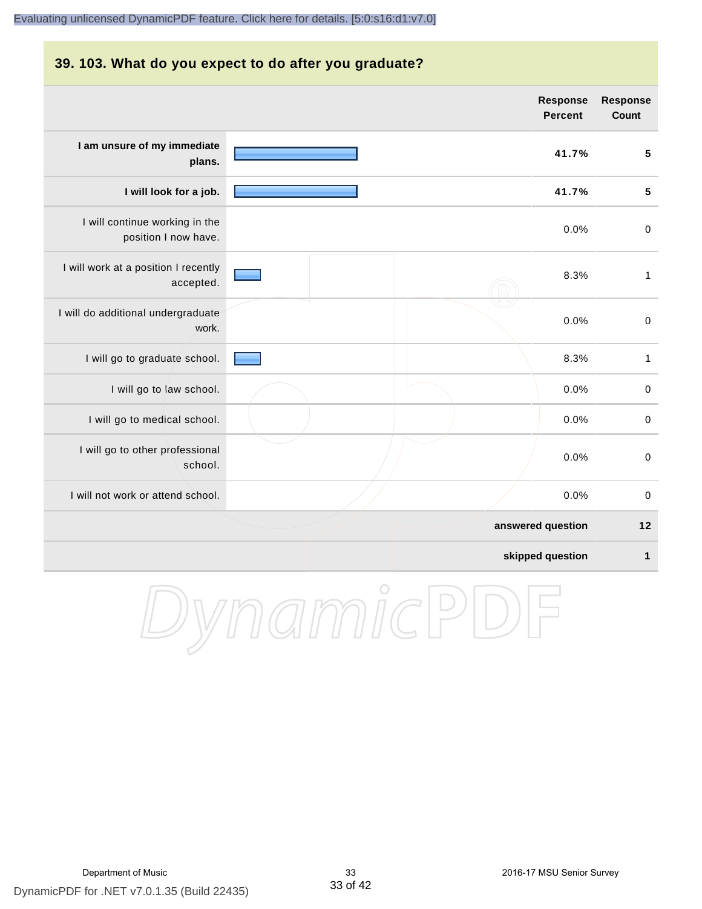## 39. 103. What do you expect to do after you graduate?

| | Response Percent | Response Count |
|---|---|---|
| **I am unsure of my immediate plans.** | **41.7%** | **5** |
| **I will look for a job.** | **41.7%** | **5** |
| I will continue working in the position I now have. | 0.0% | 0 |
| I will work at a position I recently accepted. | 8.3% | 1 |
| I will do additional undergraduate work. | 0.0% | 0 |
| I will go to graduate school. | 8.3% | 1 |
| I will go to law school. | 0.0% | 0 |
| I will go to medical school. | 0.0% | 0 |
| I will go to other professional school. | 0.0% | 0 |
| I will not work or attend school. | 0.0% | 0 |
| | **answered question** | **12** |
| | **skipped question** | **1** |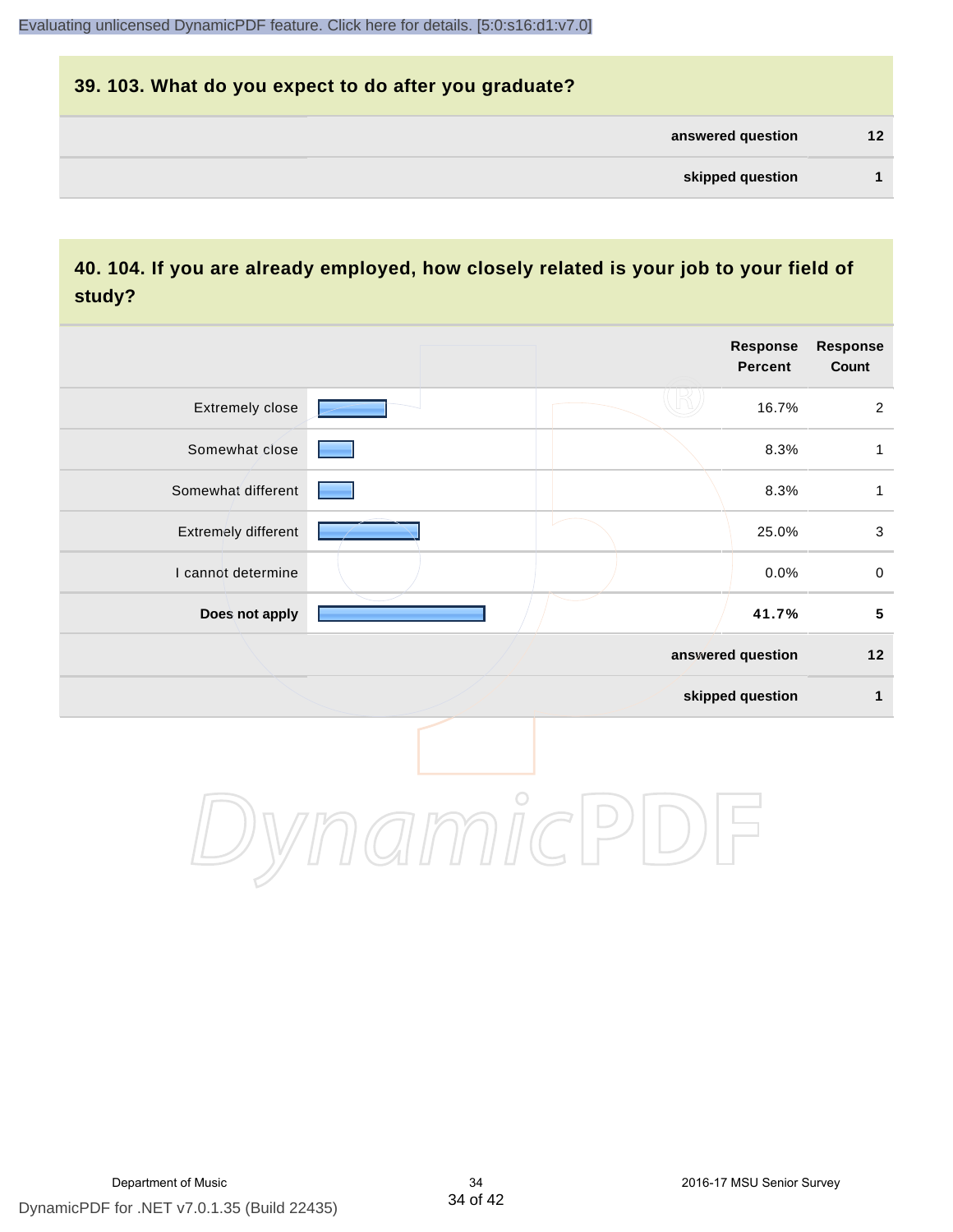## 39. 103. What do you expect to do after you graduate?

| | |
|---|---|
| answered question | 12 |
| skipped question | 1 |

## 40. 104. If you are already employed, how closely related is your job to your field of study?

| | Response Percent | Response Count |
|---|---|---|
| Extremely close | 16.7% | 2 |
| Somewhat close | 8.3% | 1 |
| Somewhat different | 8.3% | 1 |
| Extremely different | 25.0% | 3 |
| I cannot determine | 0.0% | 0 |
| **Does not apply** | **41.7%** | **5** |
| answered question | | 12 |
| skipped question | | 1 |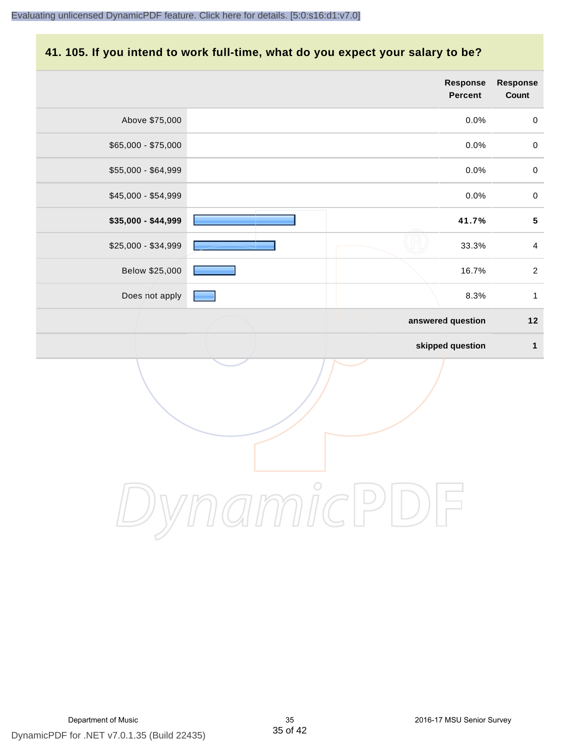## 41. 105. If you intend to work full-time, what do you expect your salary to be?

| | Response Percent | Response Count |
|---|---|---|
| Above $75,000 | 0.0% | 0 |
| $65,000 - $75,000 | 0.0% | 0 |
| $55,000 - $64,999 | 0.0% | 0 |
| $45,000 - $54,999 | 0.0% | 0 |
| **$35,000 - $44,999** | **41.7%** | **5** |
| $25,000 - $34,999 | 33.3% | 4 |
| Below $25,000 | 16.7% | 2 |
| Does not apply | 8.3% | 1 |
| | **answered question** | **12** |
| | **skipped question** | **1** |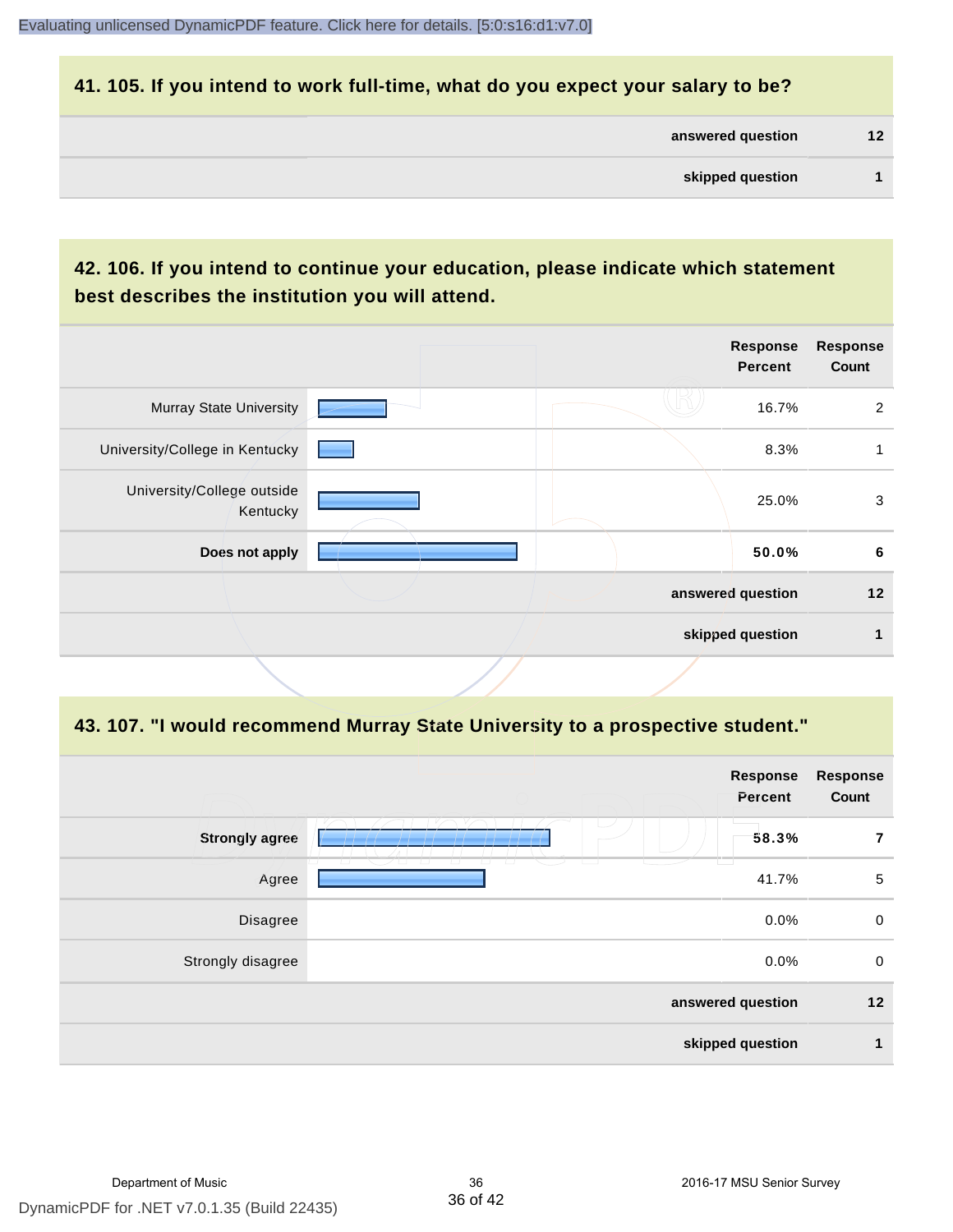## 41. 105. If you intend to work full-time, what do you expect your salary to be?

| | |
|---|---|
| **answered question** | **12** |
| **skipped question** | **1** |

## 42. 106. If you intend to continue your education, please indicate which statement best describes the institution you will attend.

| | Response Percent | Response Count |
|---|---|---|
| Murray State University | 16.7% | 2 |
| University/College in Kentucky | 8.3% | 1 |
| University/College outside Kentucky | 25.0% | 3 |
| **Does not apply** | **50.0%** | **6** |
| **answered question** | | **12** |
| **skipped question** | | **1** |

## 43. 107. "I would recommend Murray State University to a prospective student."

| | Response Percent | Response Count |
|---|---|---|
| **Strongly agree** | **58.3%** | **7** |
| Agree | 41.7% | 5 |
| Disagree | 0.0% | 0 |
| Strongly disagree | 0.0% | 0 |
| **answered question** | | **12** |
| **skipped question** | | **1** |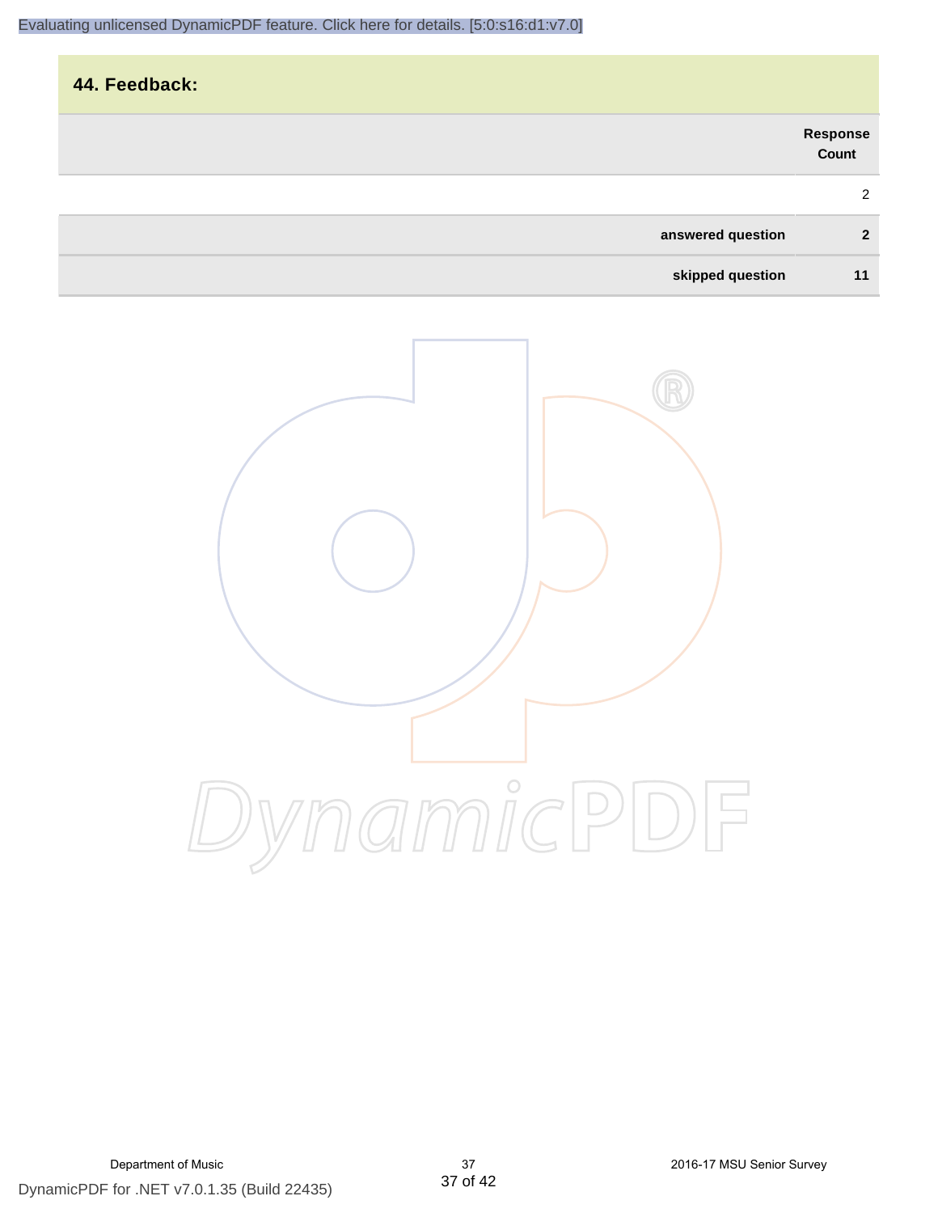## 44. Feedback:

| | Response Count |
|---|---|
| | 2 |
| **answered question** | **2** |
| **skipped question** | **11** |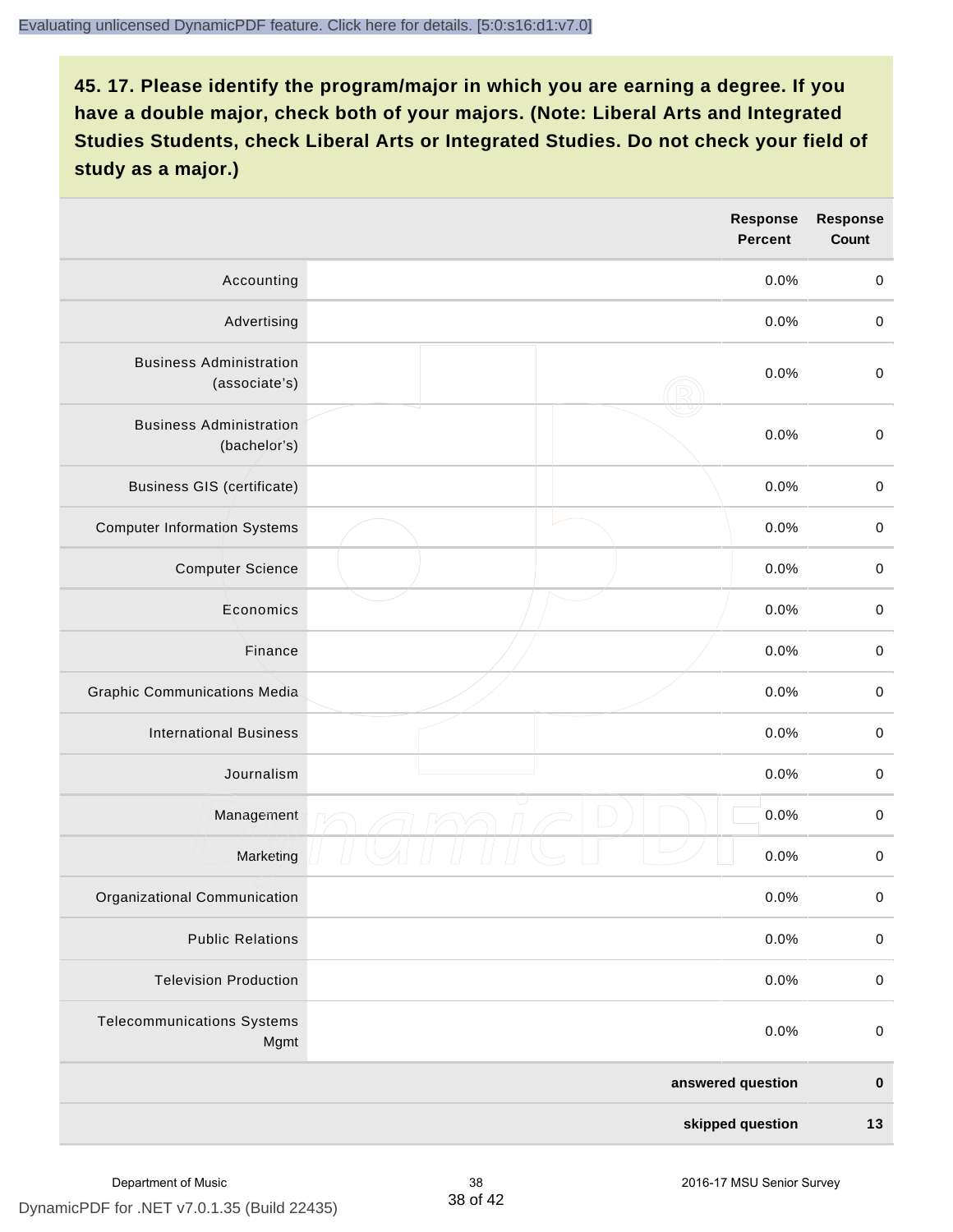**45. 17. Please identify the program/major in which you are earning a degree. If you have a double major, check both of your majors. (Note: Liberal Arts and Integrated Studies Students, check Liberal Arts or Integrated Studies. Do not check your field of study as a major.)**

| | Response Percent | Response Count |
|---|---|---|
| Accounting | 0.0% | 0 |
| Advertising | 0.0% | 0 |
| Business Administration (associate's) | 0.0% | 0 |
| Business Administration (bachelor's) | 0.0% | 0 |
| Business GIS (certificate) | 0.0% | 0 |
| Computer Information Systems | 0.0% | 0 |
| Computer Science | 0.0% | 0 |
| Economics | 0.0% | 0 |
| Finance | 0.0% | 0 |
| Graphic Communications Media | 0.0% | 0 |
| International Business | 0.0% | 0 |
| Journalism | 0.0% | 0 |
| Management | 0.0% | 0 |
| Marketing | 0.0% | 0 |
| Organizational Communication | 0.0% | 0 |
| Public Relations | 0.0% | 0 |
| Television Production | 0.0% | 0 |
| Telecommunications Systems Mgmt | 0.0% | 0 |
| | **answered question** | **0** |
| | **skipped question** | **13** |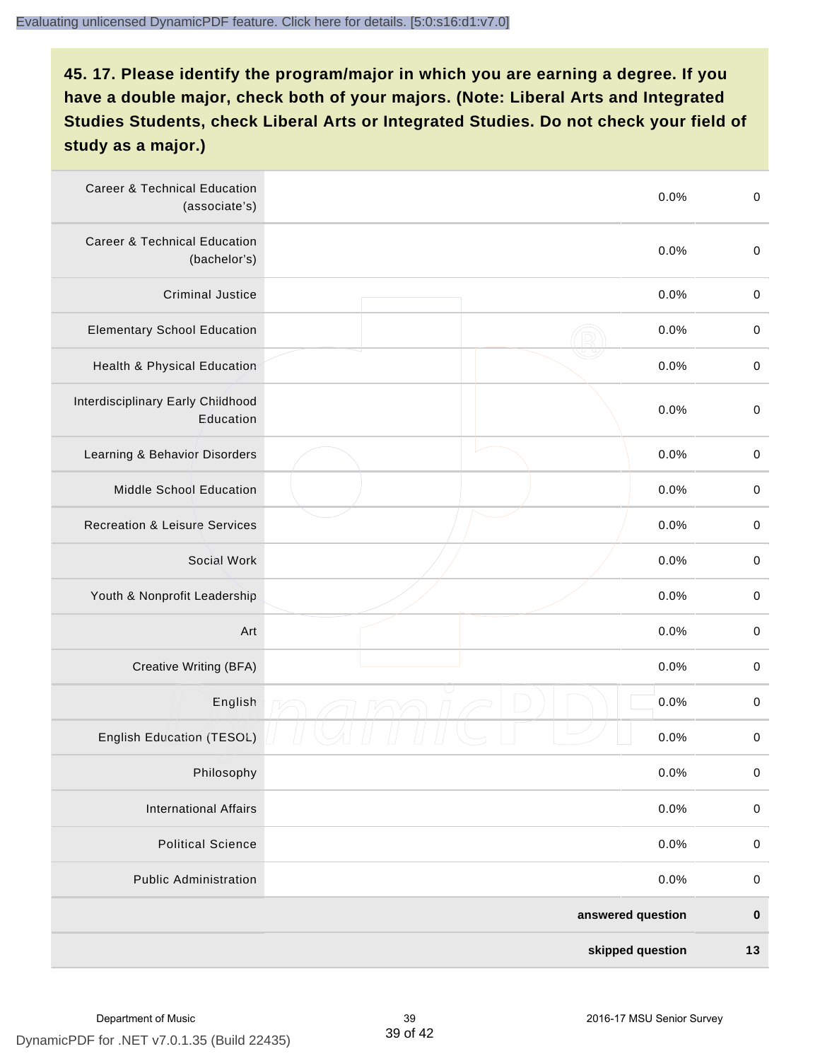**45. 17. Please identify the program/major in which you are earning a degree. If you have a double major, check both of your majors. (Note: Liberal Arts and Integrated Studies Students, check Liberal Arts or Integrated Studies. Do not check your field of study as a major.)**

| | | | |
|---|---|---|---|
| Career & Technical Education (associate's) | | 0.0% | 0 |
| Career & Technical Education (bachelor's) | | 0.0% | 0 |
| Criminal Justice | | 0.0% | 0 |
| Elementary School Education | | 0.0% | 0 |
| Health & Physical Education | | 0.0% | 0 |
| Interdisciplinary Early Childhood Education | | 0.0% | 0 |
| Learning & Behavior Disorders | | 0.0% | 0 |
| Middle School Education | | 0.0% | 0 |
| Recreation & Leisure Services | | 0.0% | 0 |
| Social Work | | 0.0% | 0 |
| Youth & Nonprofit Leadership | | 0.0% | 0 |
| Art | | 0.0% | 0 |
| Creative Writing (BFA) | | 0.0% | 0 |
| English | | 0.0% | 0 |
| English Education (TESOL) | | 0.0% | 0 |
| Philosophy | | 0.0% | 0 |
| International Affairs | | 0.0% | 0 |
| Political Science | | 0.0% | 0 |
| Public Administration | | 0.0% | 0 |
| | | **answered question** | **0** |
| | | **skipped question** | **13** |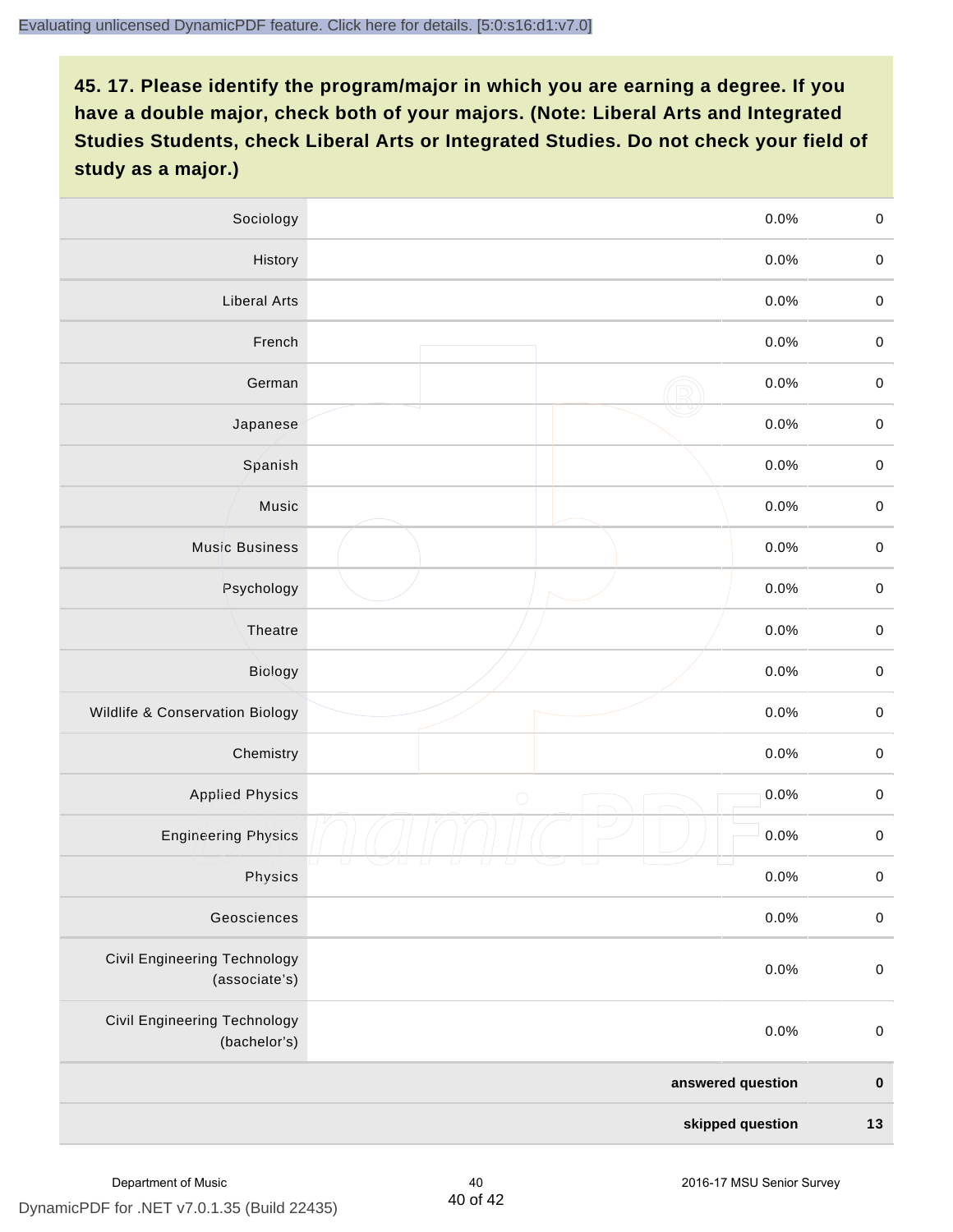**45. 17. Please identify the program/major in which you are earning a degree. If you have a double major, check both of your majors. (Note: Liberal Arts and Integrated Studies Students, check Liberal Arts or Integrated Studies. Do not check your field of study as a major.)**

| | | | |
|---|---|---|---|
| Sociology | | 0.0% | 0 |
| History | | 0.0% | 0 |
| Liberal Arts | | 0.0% | 0 |
| French | | 0.0% | 0 |
| German | | 0.0% | 0 |
| Japanese | | 0.0% | 0 |
| Spanish | | 0.0% | 0 |
| Music | | 0.0% | 0 |
| Music Business | | 0.0% | 0 |
| Psychology | | 0.0% | 0 |
| Theatre | | 0.0% | 0 |
| Biology | | 0.0% | 0 |
| Wildlife & Conservation Biology | | 0.0% | 0 |
| Chemistry | | 0.0% | 0 |
| Applied Physics | | 0.0% | 0 |
| Engineering Physics | | 0.0% | 0 |
| Physics | | 0.0% | 0 |
| Geosciences | | 0.0% | 0 |
| Civil Engineering Technology (associate's) | | 0.0% | 0 |
| Civil Engineering Technology (bachelor's) | | 0.0% | 0 |
| | | **answered question** | **0** |
| | | **skipped question** | **13** |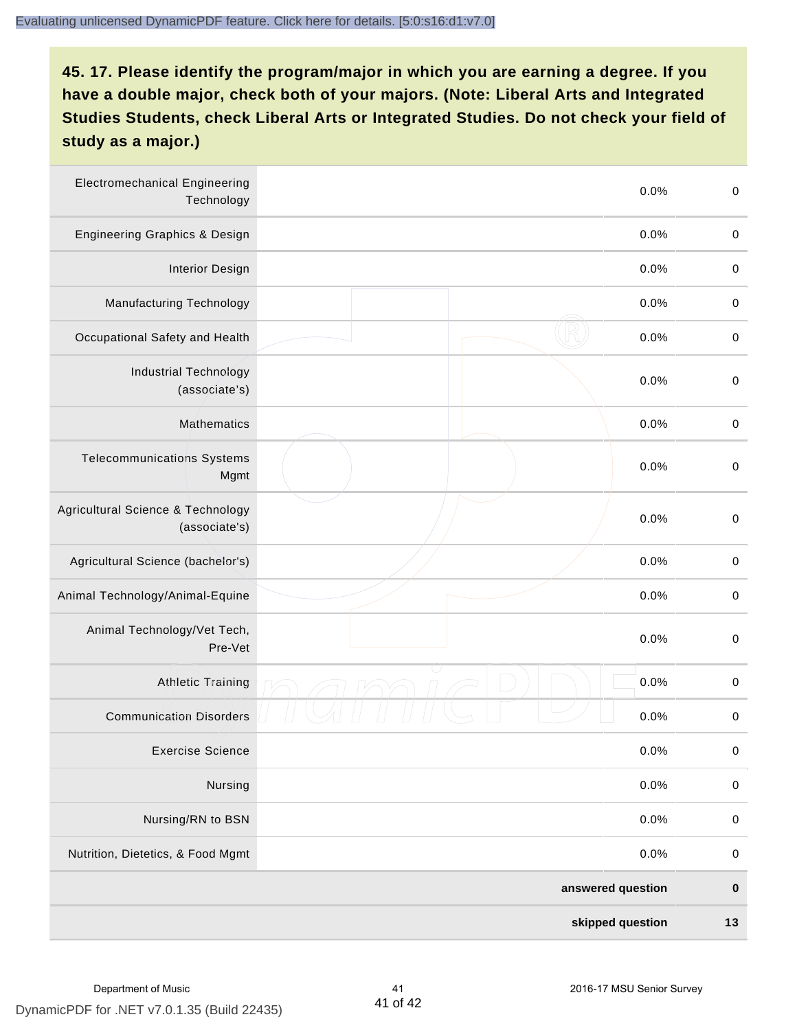**45. 17. Please identify the program/major in which you are earning a degree. If you have a double major, check both of your majors. (Note: Liberal Arts and Integrated Studies Students, check Liberal Arts or Integrated Studies. Do not check your field of study as a major.)**

| | | | |
|---|---|---|---|
| Electromechanical Engineering Technology | | 0.0% | 0 |
| Engineering Graphics & Design | | 0.0% | 0 |
| Interior Design | | 0.0% | 0 |
| Manufacturing Technology | | 0.0% | 0 |
| Occupational Safety and Health | | 0.0% | 0 |
| Industrial Technology (associate's) | | 0.0% | 0 |
| Mathematics | | 0.0% | 0 |
| Telecommunications Systems Mgmt | | 0.0% | 0 |
| Agricultural Science & Technology (associate's) | | 0.0% | 0 |
| Agricultural Science (bachelor's) | | 0.0% | 0 |
| Animal Technology/Animal-Equine | | 0.0% | 0 |
| Animal Technology/Vet Tech, Pre-Vet | | 0.0% | 0 |
| Athletic Training | | 0.0% | 0 |
| Communication Disorders | | 0.0% | 0 |
| Exercise Science | | 0.0% | 0 |
| Nursing | | 0.0% | 0 |
| Nursing/RN to BSN | | 0.0% | 0 |
| Nutrition, Dietetics, & Food Mgmt | | 0.0% | 0 |
| | | **answered question** | **0** |
| | | **skipped question** | **13** |

Department of Music

2016-17 MSU Senior Survey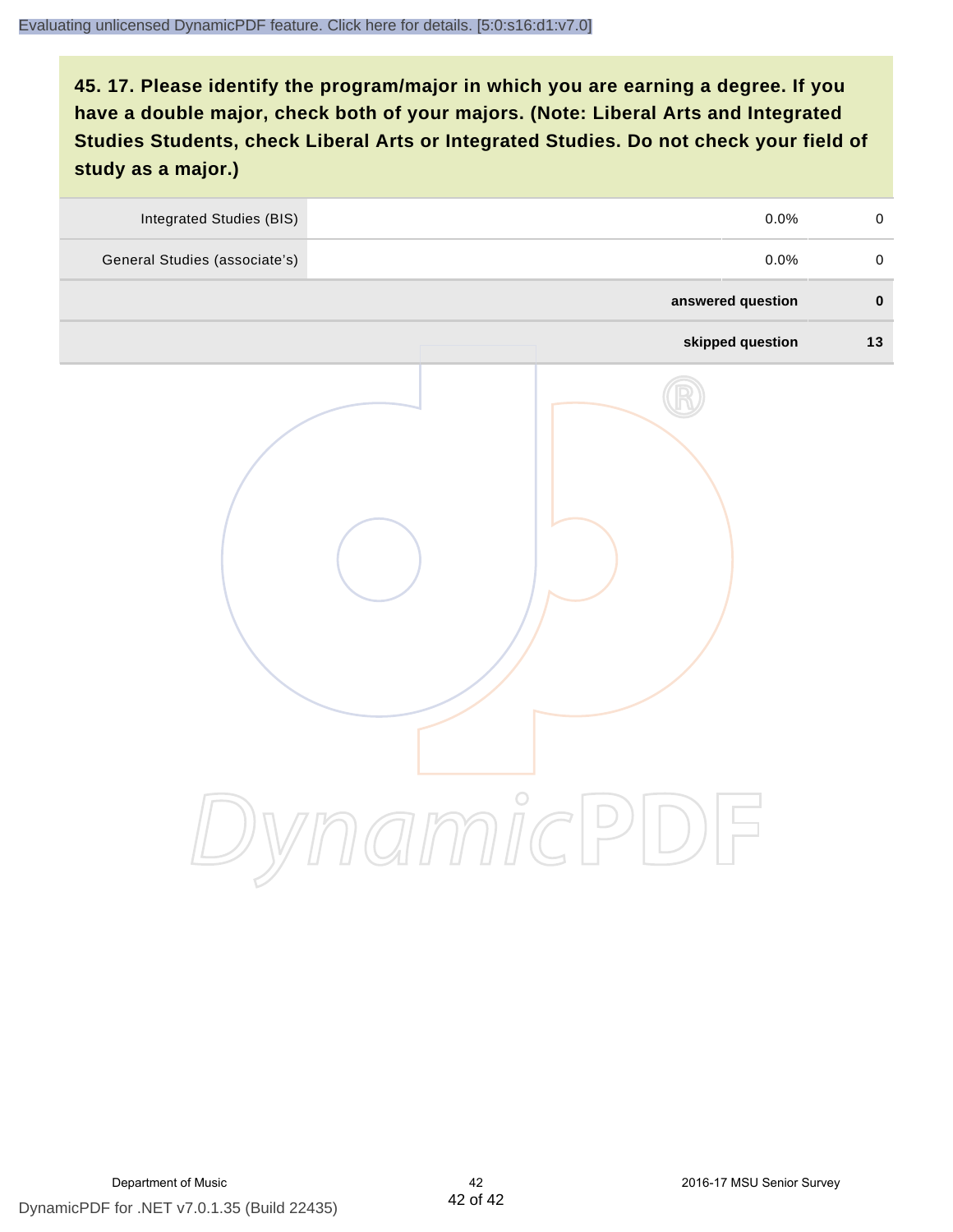**45. 17. Please identify the program/major in which you are earning a degree. If you have a double major, check both of your majors. (Note: Liberal Arts and Integrated Studies Students, check Liberal Arts or Integrated Studies. Do not check your field of study as a major.)**

| | | | |
|---|---|---|---|
| Integrated Studies (BIS) | | 0.0% | 0 |
| General Studies (associate's) | | 0.0% | 0 |
| | | **answered question** | **0** |
| | | **skipped question** | **13** |